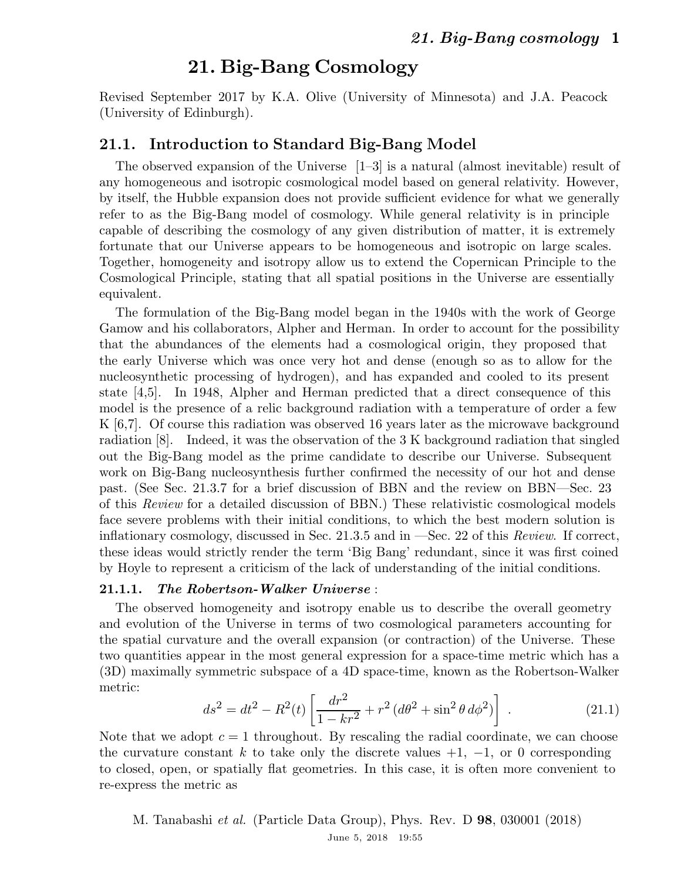# 21. Big-Bang Cosmology

Revised September 2017 by K.A. Olive (University of Minnesota) and J.A. Peacock (University of Edinburgh).

## 21.1. Introduction to Standard Big-Bang Model

The observed expansion of the Universe [1–3] is a natural (almost inevitable) result of any homogeneous and isotropic cosmological model based on general relativity. However, by itself, the Hubble expansion does not provide sufficient evidence for what we generally refer to as the Big-Bang model of cosmology. While general relativity is in principle capable of describing the cosmology of any given distribution of matter, it is extremely fortunate that our Universe appears to be homogeneous and isotropic on large scales. Together, homogeneity and isotropy allow us to extend the Copernican Principle to the Cosmological Principle, stating that all spatial positions in the Universe are essentially equivalent.

The formulation of the Big-Bang model began in the 1940s with the work of George Gamow and his collaborators, Alpher and Herman. In order to account for the possibility that the abundances of the elements had a cosmological origin, they proposed that the early Universe which was once very hot and dense (enough so as to allow for the nucleosynthetic processing of hydrogen), and has expanded and cooled to its present state [4,5]. In 1948, Alpher and Herman predicted that a direct consequence of this model is the presence of a relic background radiation with a temperature of order a few K [6,7]. Of course this radiation was observed 16 years later as the microwave background radiation [8]. Indeed, it was the observation of the 3 K background radiation that singled out the Big-Bang model as the prime candidate to describe our Universe. Subsequent work on Big-Bang nucleosynthesis further confirmed the necessity of our hot and dense past. (See Sec. 21.3.7 for a brief discussion of BBN and the review on BBN—Sec. 23 of this *Review* for a detailed discussion of BBN.) These relativistic cosmological models face severe problems with their initial conditions, to which the best modern solution is inflationary cosmology, discussed in Sec. 21.3.5 and in —Sec. 22 of this *Review*. If correct, these ideas would strictly render the term 'Big Bang' redundant, since it was first coined by Hoyle to represent a criticism of the lack of understanding of the initial conditions.

### 21.1.1. *The Robertson-Walker Universe* :

The observed homogeneity and isotropy enable us to describe the overall geometry and evolution of the Universe in terms of two cosmological parameters accounting for the spatial curvature and the overall expansion (or contraction) of the Universe. These two quantities appear in the most general expression for a space-time metric which has a (3D) maximally symmetric subspace of a 4D space-time, known as the Robertson-Walker metric:

$$ds^2 = dt^2 - R^2(t)\left[\frac{dr^2}{1-kr^2} + r^2\,(d\theta^2 + \sin^2\theta\, d\phi^2)\right] \; . \tag{21.1}$$

Note that we adopt $c = 1$ throughout. By rescaling the radial coordinate, we can choose the curvature constant $k$ to take only the discrete values $+1$, $-1$, or $0$ corresponding to closed, open, or spatially flat geometries. In this case, it is often more convenient to re-express the metric as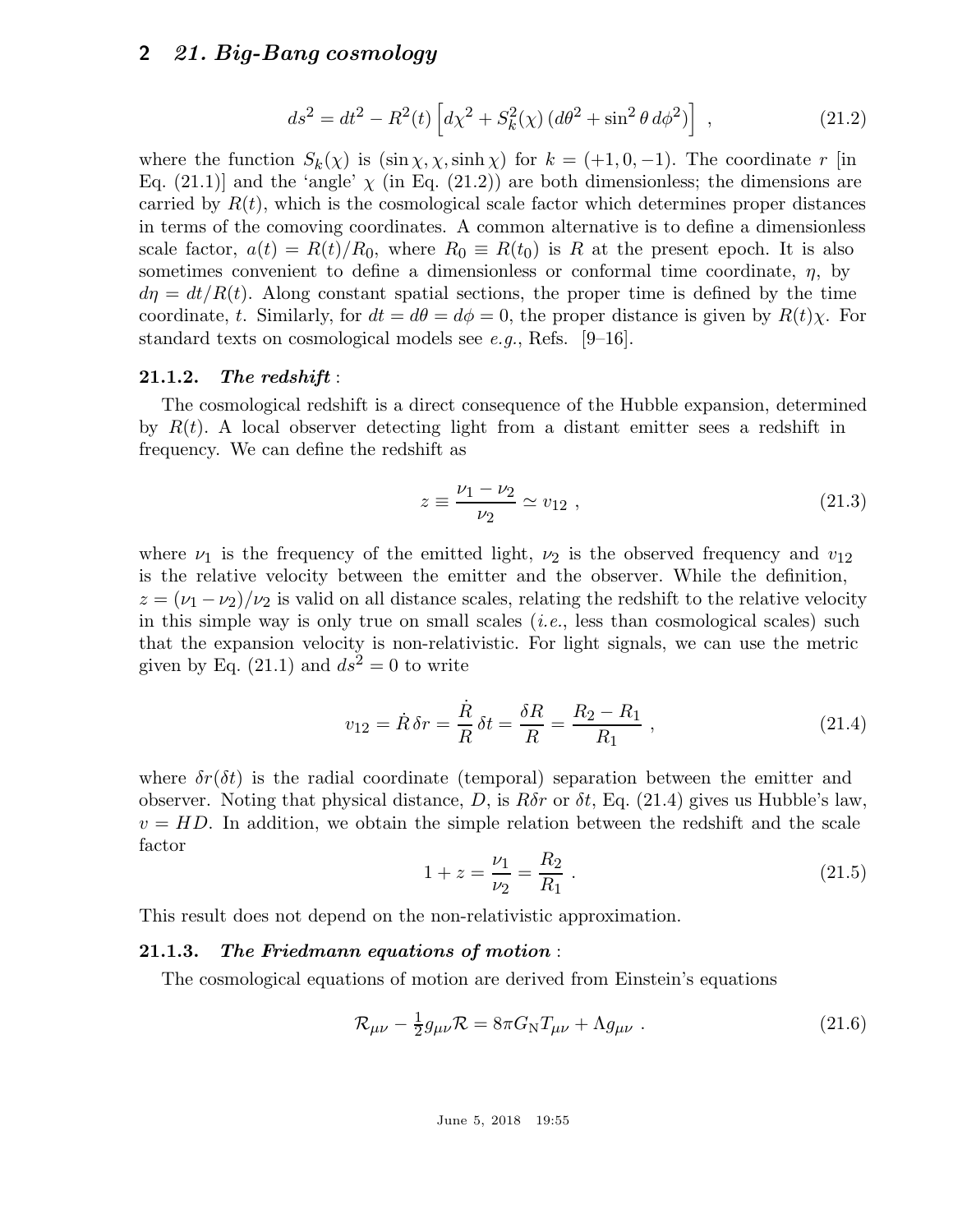$$
ds^2 = dt^2 - R^2(t) \left[ d\chi^2 + S_k^2(\chi) \left( d\theta^2 + \sin^2\theta \, d\phi^2 \right) \right] \;, \tag{21.2}
$$

where the function $S_k(\chi)$ is $(\sin\chi, \chi, \sinh\chi)$ for $k = (+1, 0, -1)$. The coordinate $r$ [in Eq. (21.1)] and the 'angle' $\chi$ (in Eq. (21.2)) are both dimensionless; the dimensions are carried by $R(t)$, which is the cosmological scale factor which determines proper distances in terms of the comoving coordinates. A common alternative is to define a dimensionless scale factor, $a(t) = R(t)/R_0$, where $R_0 \equiv R(t_0)$ is $R$ at the present epoch. It is also sometimes convenient to define a dimensionless or conformal time coordinate, $\eta$, by $d\eta = dt/R(t)$. Along constant spatial sections, the proper time is defined by the time coordinate, $t$. Similarly, for $dt = d\theta = d\phi = 0$, the proper distance is given by $R(t)\chi$. For standard texts on cosmological models see *e.g.*, Refs. [9–16].

### 21.1.2. *The redshift* :

The cosmological redshift is a direct consequence of the Hubble expansion, determined by $R(t)$. A local observer detecting light from a distant emitter sees a redshift in frequency. We can define the redshift as

$$
z \equiv \frac{\nu_1 - \nu_2}{\nu_2} \simeq v_{12} \;, \tag{21.3}
$$

where $\nu_1$ is the frequency of the emitted light, $\nu_2$ is the observed frequency and $v_{12}$ is the relative velocity between the emitter and the observer. While the definition, $z = (\nu_1 - \nu_2)/\nu_2$ is valid on all distance scales, relating the redshift to the relative velocity in this simple way is only true on small scales (*i.e.*, less than cosmological scales) such that the expansion velocity is non-relativistic. For light signals, we can use the metric given by Eq. (21.1) and $ds^2 = 0$ to write

$$
v_{12} = \dot{R}\,\delta r = \frac{\dot{R}}{R}\,\delta t = \frac{\delta R}{R} = \frac{R_2 - R_1}{R_1} \;, \tag{21.4}
$$

where $\delta r(\delta t)$ is the radial coordinate (temporal) separation between the emitter and observer. Noting that physical distance, $D$, is $R\delta r$ or $\delta t$, Eq. (21.4) gives us Hubble's law, $v = HD$. In addition, we obtain the simple relation between the redshift and the scale factor

$$
1 + z = \frac{\nu_1}{\nu_2} = \frac{R_2}{R_1} \;. \tag{21.5}
$$

This result does not depend on the non-relativistic approximation.

### 21.1.3. *The Friedmann equations of motion* :

The cosmological equations of motion are derived from Einstein's equations

$$
\mathcal{R}_{\mu\nu} - \tfrac{1}{2} g_{\mu\nu} \mathcal{R} = 8\pi G_{\rm N} T_{\mu\nu} + \Lambda g_{\mu\nu} \;. \tag{21.6}
$$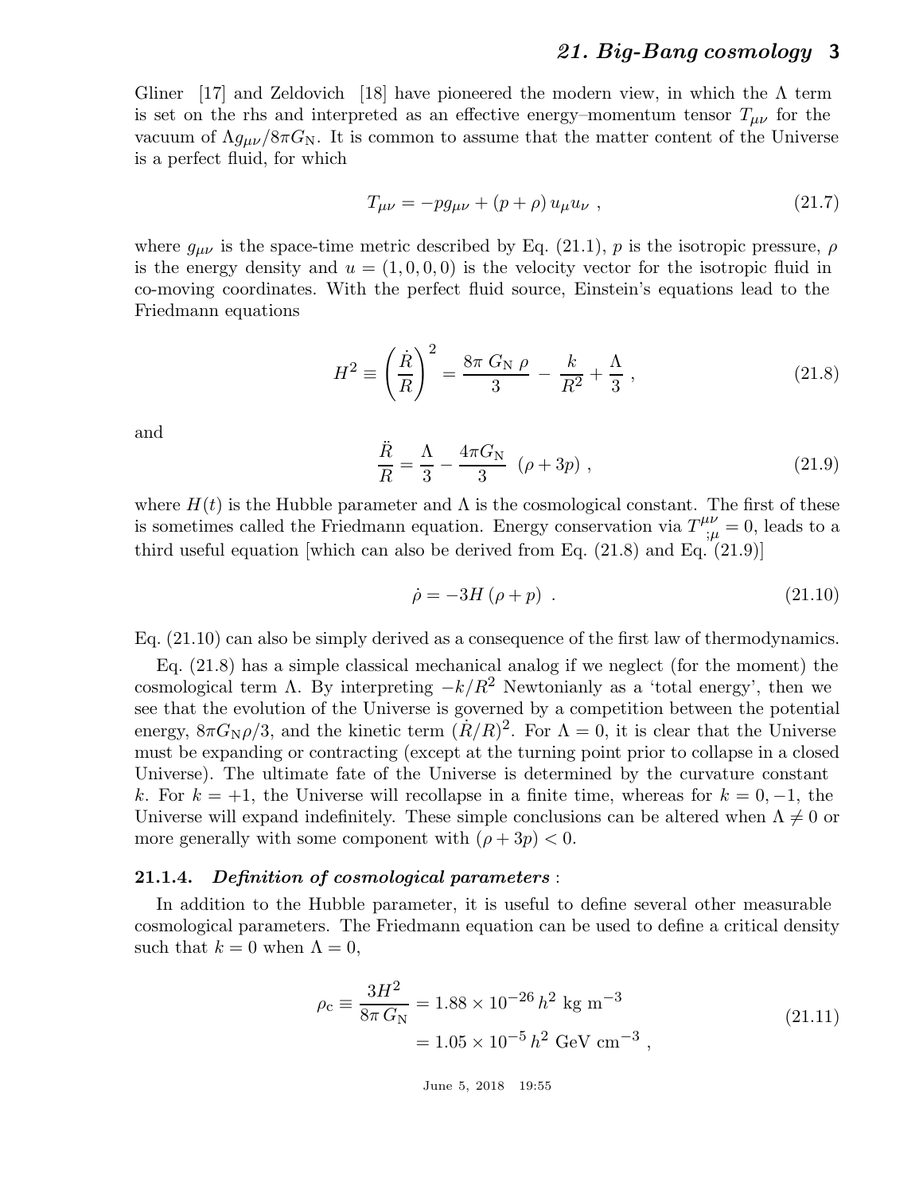Gliner [17] and Zeldovich [18] have pioneered the modern view, in which the $\Lambda$ term is set on the rhs and interpreted as an effective energy–momentum tensor $T_{\mu\nu}$ for the vacuum of $\Lambda g_{\mu\nu}/8\pi G_{\rm N}$. It is common to assume that the matter content of the Universe is a perfect fluid, for which

$$T_{\mu\nu} = -p g_{\mu\nu} + (p+\rho)\, u_\mu u_\nu \ , \tag{21.7}$$

where $g_{\mu\nu}$ is the space-time metric described by Eq. (21.1), $p$ is the isotropic pressure, $\rho$ is the energy density and $u = (1,0,0,0)$ is the velocity vector for the isotropic fluid in co-moving coordinates. With the perfect fluid source, Einstein's equations lead to the Friedmann equations

$$H^2 \equiv \left(\frac{\dot{R}}{R}\right)^2 = \frac{8\pi\, G_{\rm N}\, \rho}{3} - \frac{k}{R^2} + \frac{\Lambda}{3} \ , \tag{21.8}$$

and

$$\frac{\ddot{R}}{R} = \frac{\Lambda}{3} - \frac{4\pi G_{\rm N}}{3}\ (\rho + 3p) \ , \tag{21.9}$$

where $H(t)$ is the Hubble parameter and $\Lambda$ is the cosmological constant. The first of these is sometimes called the Friedmann equation. Energy conservation via $T^{\mu\nu}{}_{;\mu} = 0$, leads to a third useful equation [which can also be derived from Eq. (21.8) and Eq. (21.9)]

$$\dot{\rho} = -3H\,(\rho + p) \ . \tag{21.10}$$

Eq. (21.10) can also be simply derived as a consequence of the first law of thermodynamics.

Eq. (21.8) has a simple classical mechanical analog if we neglect (for the moment) the cosmological term $\Lambda$. By interpreting $-k/R^2$ Newtonianly as a 'total energy', then we see that the evolution of the Universe is governed by a competition between the potential energy, $8\pi G_{\rm N}\rho/3$, and the kinetic term $(\dot{R}/R)^2$. For $\Lambda = 0$, it is clear that the Universe must be expanding or contracting (except at the turning point prior to collapse in a closed Universe). The ultimate fate of the Universe is determined by the curvature constant $k$. For $k = +1$, the Universe will recollapse in a finite time, whereas for $k = 0, -1$, the Universe will expand indefinitely. These simple conclusions can be altered when $\Lambda \neq 0$ or more generally with some component with $(\rho + 3p) < 0$.

### 21.1.4. *Definition of cosmological parameters* :

In addition to the Hubble parameter, it is useful to define several other measurable cosmological parameters. The Friedmann equation can be used to define a critical density such that $k = 0$ when $\Lambda = 0$,

$$\begin{aligned} \rho_{\rm c} \equiv \frac{3H^2}{8\pi\, G_{\rm N}} &= 1.88 \times 10^{-26}\, h^2 \ {\rm kg\ m^{-3}} \\ &= 1.05 \times 10^{-5}\, h^2 \ {\rm GeV\ cm^{-3}} \ , \end{aligned} \tag{21.11}$$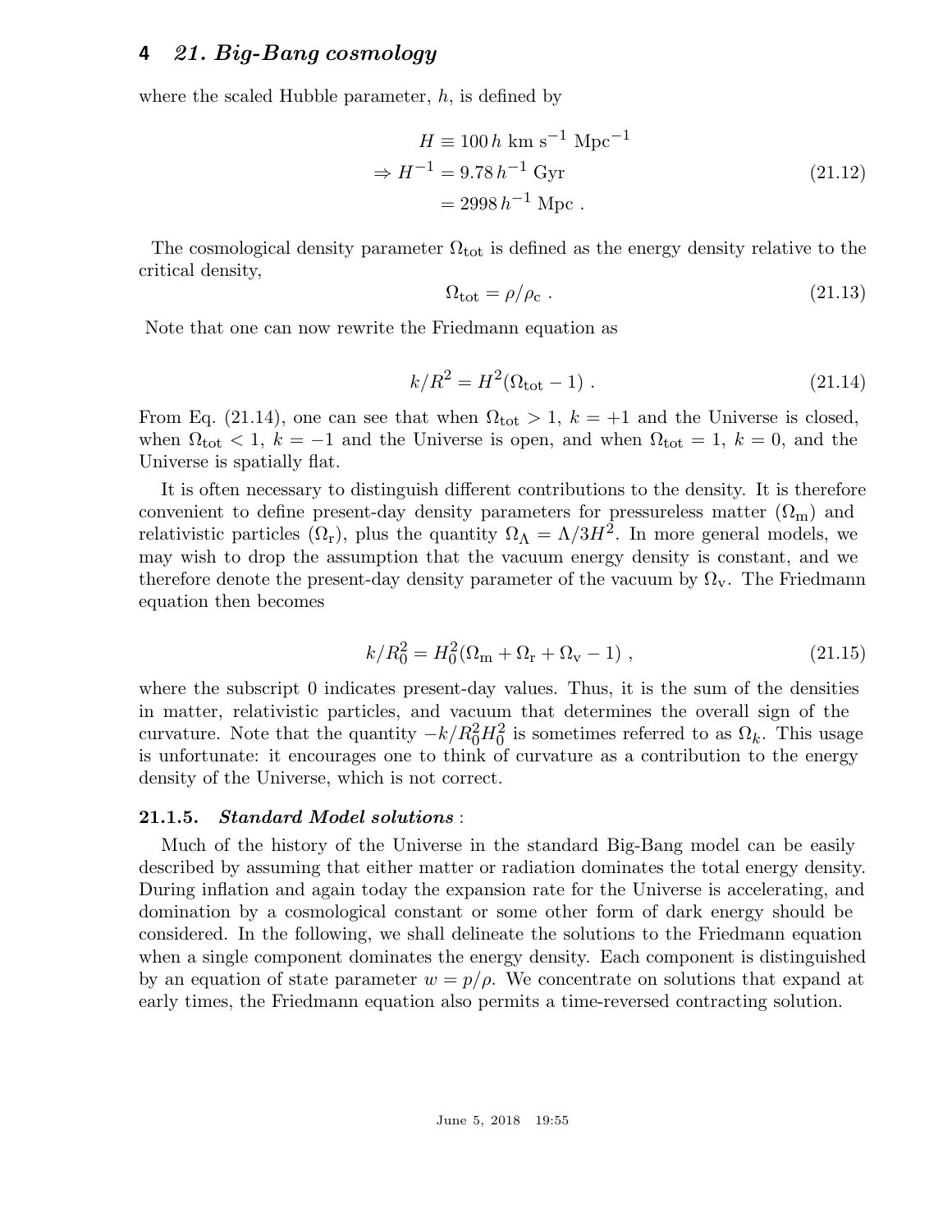where the scaled Hubble parameter, $h$, is defined by

$$
\begin{aligned}
H &\equiv 100\,h \text{ km s}^{-1} \text{ Mpc}^{-1} \\
\Rightarrow H^{-1} &= 9.78\,h^{-1} \text{ Gyr} \\
&= 2998\,h^{-1} \text{ Mpc} .
\end{aligned}
\tag{21.12}
$$

The cosmological density parameter $\Omega_{\rm tot}$ is defined as the energy density relative to the critical density,

$$
\Omega_{\rm tot} = \rho/\rho_{\rm c} . \tag{21.13}
$$

Note that one can now rewrite the Friedmann equation as

$$
k/R^2 = H^2(\Omega_{\rm tot} - 1) . \tag{21.14}
$$

From Eq. (21.14), one can see that when $\Omega_{\rm tot} > 1$, $k = +1$ and the Universe is closed, when $\Omega_{\rm tot} < 1$, $k = -1$ and the Universe is open, and when $\Omega_{\rm tot} = 1$, $k = 0$, and the Universe is spatially flat.

It is often necessary to distinguish different contributions to the density. It is therefore convenient to define present-day density parameters for pressureless matter ($\Omega_{\rm m}$) and relativistic particles ($\Omega_{\rm r}$), plus the quantity $\Omega_\Lambda = \Lambda/3H^2$. In more general models, we may wish to drop the assumption that the vacuum energy density is constant, and we therefore denote the present-day density parameter of the vacuum by $\Omega_{\rm v}$. The Friedmann equation then becomes

$$
k/R_0^2 = H_0^2(\Omega_{\rm m} + \Omega_{\rm r} + \Omega_{\rm v} - 1) , \tag{21.15}
$$

where the subscript 0 indicates present-day values. Thus, it is the sum of the densities in matter, relativistic particles, and vacuum that determines the overall sign of the curvature. Note that the quantity $-k/R_0^2 H_0^2$ is sometimes referred to as $\Omega_k$. This usage is unfortunate: it encourages one to think of curvature as a contribution to the energy density of the Universe, which is not correct.

### 21.1.5. *Standard Model solutions* :

Much of the history of the Universe in the standard Big-Bang model can be easily described by assuming that either matter or radiation dominates the total energy density. During inflation and again today the expansion rate for the Universe is accelerating, and domination by a cosmological constant or some other form of dark energy should be considered. In the following, we shall delineate the solutions to the Friedmann equation when a single component dominates the energy density. Each component is distinguished by an equation of state parameter $w = p/\rho$. We concentrate on solutions that expand at early times, the Friedmann equation also permits a time-reversed contracting solution.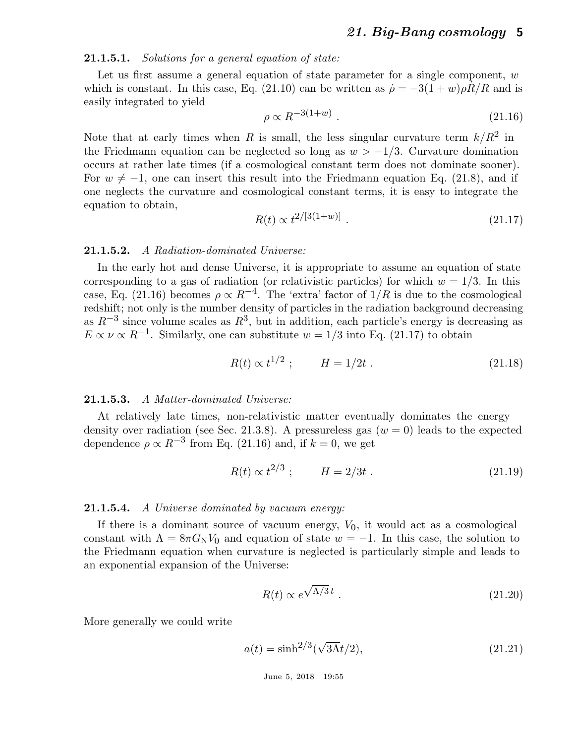**21.1.5.1.** *Solutions for a general equation of state:*

Let us first assume a general equation of state parameter for a single component, $w$ which is constant. In this case, Eq. (21.10) can be written as $\dot{\rho} = -3(1+w)\rho\dot{R}/R$ and is easily integrated to yield

$$\rho \propto R^{-3(1+w)} \ . \tag{21.16}$$

Note that at early times when $R$ is small, the less singular curvature term $k/R^2$ in the Friedmann equation can be neglected so long as $w > -1/3$. Curvature domination occurs at rather late times (if a cosmological constant term does not dominate sooner). For $w \neq -1$, one can insert this result into the Friedmann equation Eq. (21.8), and if one neglects the curvature and cosmological constant terms, it is easy to integrate the equation to obtain,

$$R(t) \propto t^{2/[3(1+w)]} \ . \tag{21.17}$$

**21.1.5.2.** *A Radiation-dominated Universe:*

In the early hot and dense Universe, it is appropriate to assume an equation of state corresponding to a gas of radiation (or relativistic particles) for which $w = 1/3$. In this case, Eq. (21.16) becomes $\rho \propto R^{-4}$. The 'extra' factor of $1/R$ is due to the cosmological redshift; not only is the number density of particles in the radiation background decreasing as $R^{-3}$ since volume scales as $R^3$, but in addition, each particle's energy is decreasing as $E \propto \nu \propto R^{-1}$. Similarly, one can substitute $w = 1/3$ into Eq. (21.17) to obtain

$$R(t) \propto t^{1/2} \ ; \qquad H = 1/2t \ . \tag{21.18}$$

**21.1.5.3.** *A Matter-dominated Universe:*

At relatively late times, non-relativistic matter eventually dominates the energy density over radiation (see Sec. 21.3.8). A pressureless gas ($w = 0$) leads to the expected dependence $\rho \propto R^{-3}$ from Eq. (21.16) and, if $k = 0$, we get

$$R(t) \propto t^{2/3} \ ; \qquad H = 2/3t \ . \tag{21.19}$$

**21.1.5.4.** *A Universe dominated by vacuum energy:*

If there is a dominant source of vacuum energy, $V_0$, it would act as a cosmological constant with $\Lambda = 8\pi G_N V_0$ and equation of state $w = -1$. In this case, the solution to the Friedmann equation when curvature is neglected is particularly simple and leads to an exponential expansion of the Universe:

$$R(t) \propto e^{\sqrt{\Lambda/3}\,t} \ . \tag{21.20}$$

More generally we could write

$$a(t) = \sinh^{2/3}(\sqrt{3\Lambda}t/2), \tag{21.21}$$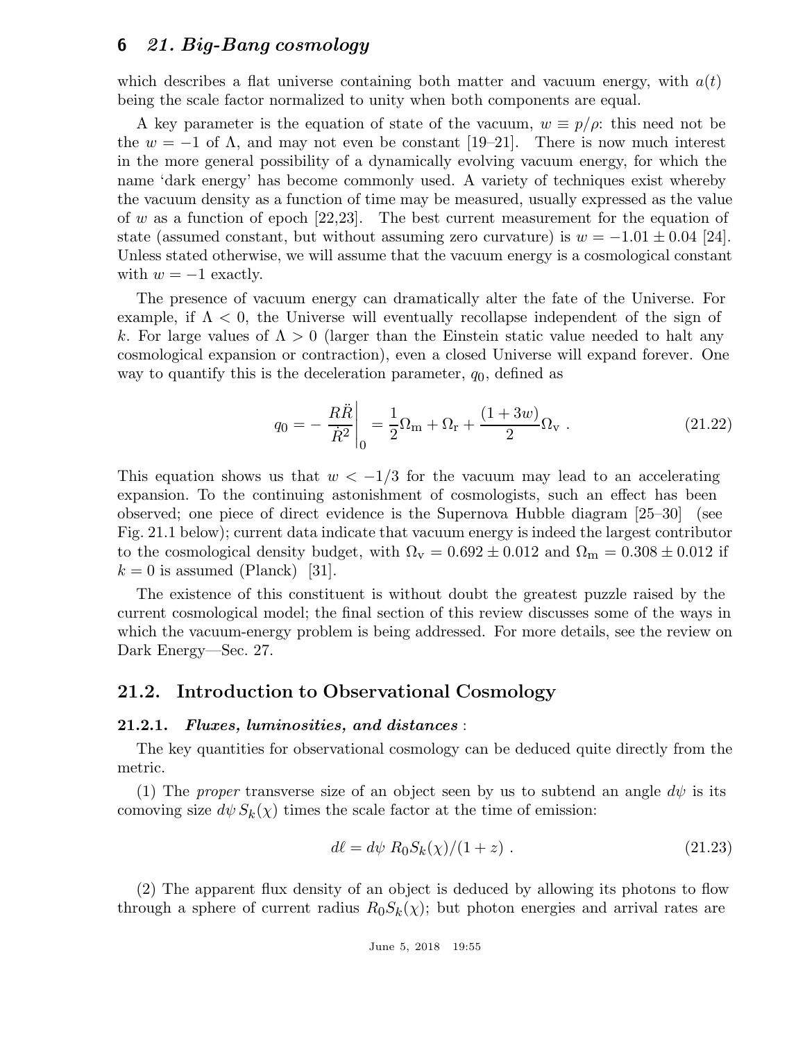which describes a flat universe containing both matter and vacuum energy, with $a(t)$ being the scale factor normalized to unity when both components are equal.

A key parameter is the equation of state of the vacuum, $w \equiv p/\rho$: this need not be the $w = -1$ of $\Lambda$, and may not even be constant [19–21]. There is now much interest in the more general possibility of a dynamically evolving vacuum energy, for which the name 'dark energy' has become commonly used. A variety of techniques exist whereby the vacuum density as a function of time may be measured, usually expressed as the value of $w$ as a function of epoch [22,23]. The best current measurement for the equation of state (assumed constant, but without assuming zero curvature) is $w = -1.01 \pm 0.04$ [24]. Unless stated otherwise, we will assume that the vacuum energy is a cosmological constant with $w = -1$ exactly.

The presence of vacuum energy can dramatically alter the fate of the Universe. For example, if $\Lambda < 0$, the Universe will eventually recollapse independent of the sign of $k$. For large values of $\Lambda > 0$ (larger than the Einstein static value needed to halt any cosmological expansion or contraction), even a closed Universe will expand forever. One way to quantify this is the deceleration parameter, $q_0$, defined as

$$q_0 = -\left.\frac{R\ddot{R}}{\dot{R}^2}\right|_0 = \frac{1}{2}\Omega_{\rm m} + \Omega_{\rm r} + \frac{(1+3w)}{2}\Omega_{\rm v} . \tag{21.22}$$

This equation shows us that $w < -1/3$ for the vacuum may lead to an accelerating expansion. To the continuing astonishment of cosmologists, such an effect has been observed; one piece of direct evidence is the Supernova Hubble diagram [25–30] (see Fig. 21.1 below); current data indicate that vacuum energy is indeed the largest contributor to the cosmological density budget, with $\Omega_{\rm v} = 0.692 \pm 0.012$ and $\Omega_{\rm m} = 0.308 \pm 0.012$ if $k = 0$ is assumed (Planck) [31].

The existence of this constituent is without doubt the greatest puzzle raised by the current cosmological model; the final section of this review discusses some of the ways in which the vacuum-energy problem is being addressed. For more details, see the review on Dark Energy—Sec. 27.

## 21.2. Introduction to Observational Cosmology

### 21.2.1. *Fluxes, luminosities, and distances* :

The key quantities for observational cosmology can be deduced quite directly from the metric.

(1) The *proper* transverse size of an object seen by us to subtend an angle $d\psi$ is its comoving size $d\psi\, S_k(\chi)$ times the scale factor at the time of emission:

$$d\ell = d\psi\ R_0 S_k(\chi)/(1+z) . \tag{21.23}$$

(2) The apparent flux density of an object is deduced by allowing its photons to flow through a sphere of current radius $R_0 S_k(\chi)$; but photon energies and arrival rates are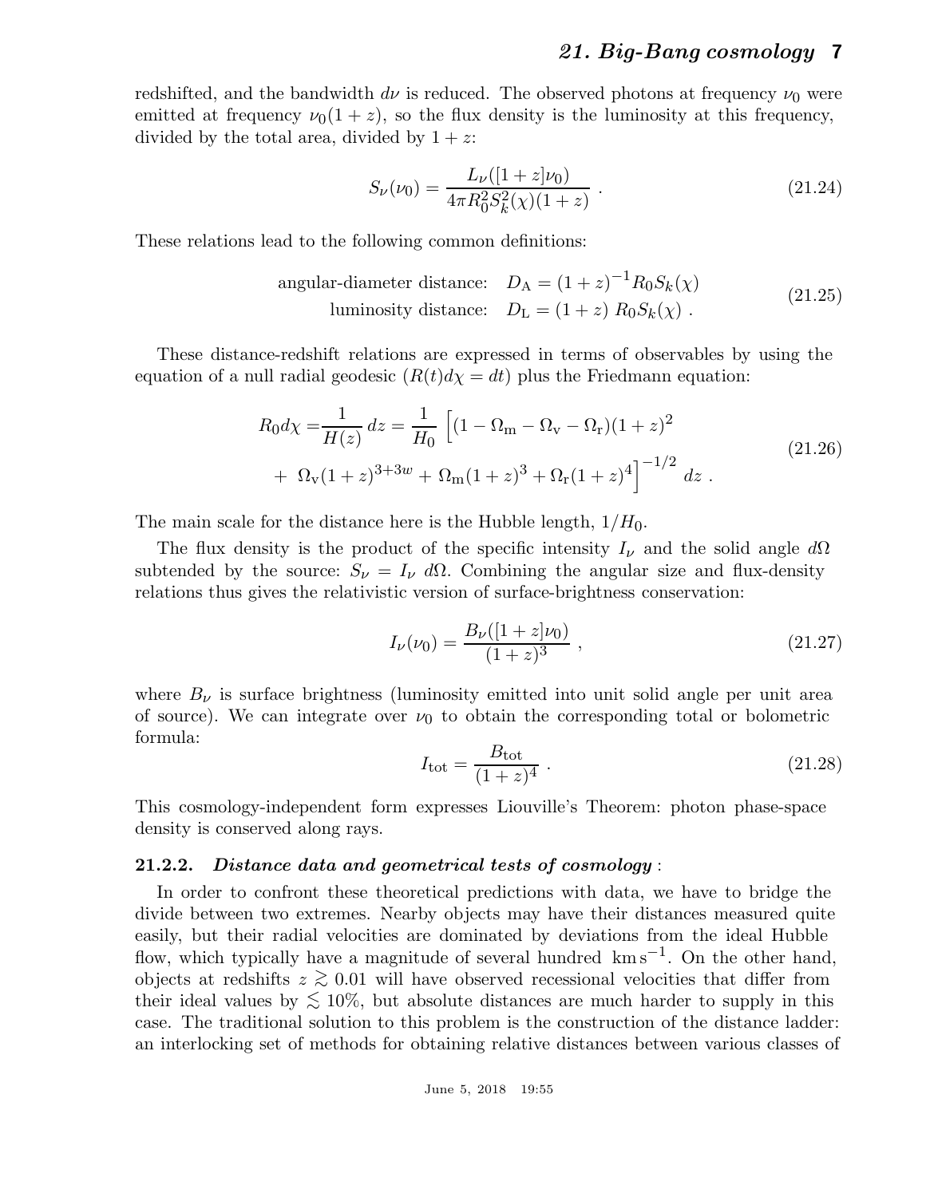redshifted, and the bandwidth $d\nu$ is reduced. The observed photons at frequency $\nu_0$ were emitted at frequency $\nu_0(1+z)$, so the flux density is the luminosity at this frequency, divided by the total area, divided by $1+z$:

$$S_\nu(\nu_0) = \frac{L_\nu([1+z]\nu_0)}{4\pi R_0^2 S_k^2(\chi)(1+z)} \ . \tag{21.24}$$

These relations lead to the following common definitions:

$$\begin{aligned} \text{angular-diameter distance:} \quad & D_\text{A} = (1+z)^{-1} R_0 S_k(\chi) \\ \text{luminosity distance:} \quad & D_\text{L} = (1+z) \ R_0 S_k(\chi) \ . \end{aligned} \tag{21.25}$$

These distance-redshift relations are expressed in terms of observables by using the equation of a null radial geodesic ($R(t)d\chi = dt$) plus the Friedmann equation:

$$\begin{aligned} R_0 d\chi = & \frac{1}{H(z)} \, dz = \frac{1}{H_0} \Big[ (1 - \Omega_\text{m} - \Omega_\text{v} - \Omega_\text{r})(1+z)^2 \\ & + \ \Omega_\text{v}(1+z)^{3+3w} + \Omega_\text{m}(1+z)^3 + \Omega_\text{r}(1+z)^4 \Big]^{-1/2} \, dz \ . \end{aligned} \tag{21.26}$$

The main scale for the distance here is the Hubble length, $1/H_0$.

The flux density is the product of the specific intensity $I_\nu$ and the solid angle $d\Omega$ subtended by the source: $S_\nu = I_\nu \ d\Omega$. Combining the angular size and flux-density relations thus gives the relativistic version of surface-brightness conservation:

$$I_\nu(\nu_0) = \frac{B_\nu([1+z]\nu_0)}{(1+z)^3} \ , \tag{21.27}$$

where $B_\nu$ is surface brightness (luminosity emitted into unit solid angle per unit area of source). We can integrate over $\nu_0$ to obtain the corresponding total or bolometric formula:

$$I_\text{tot} = \frac{B_\text{tot}}{(1+z)^4} \ . \tag{21.28}$$

This cosmology-independent form expresses Liouville's Theorem: photon phase-space density is conserved along rays.

### 21.2.2. *Distance data and geometrical tests of cosmology* :

In order to confront these theoretical predictions with data, we have to bridge the divide between two extremes. Nearby objects may have their distances measured quite easily, but their radial velocities are dominated by deviations from the ideal Hubble flow, which typically have a magnitude of several hundred $\text{km s}^{-1}$. On the other hand, objects at redshifts $z \gtrsim 0.01$ will have observed recessional velocities that differ from their ideal values by $\lesssim 10\%$, but absolute distances are much harder to supply in this case. The traditional solution to this problem is the construction of the distance ladder: an interlocking set of methods for obtaining relative distances between various classes of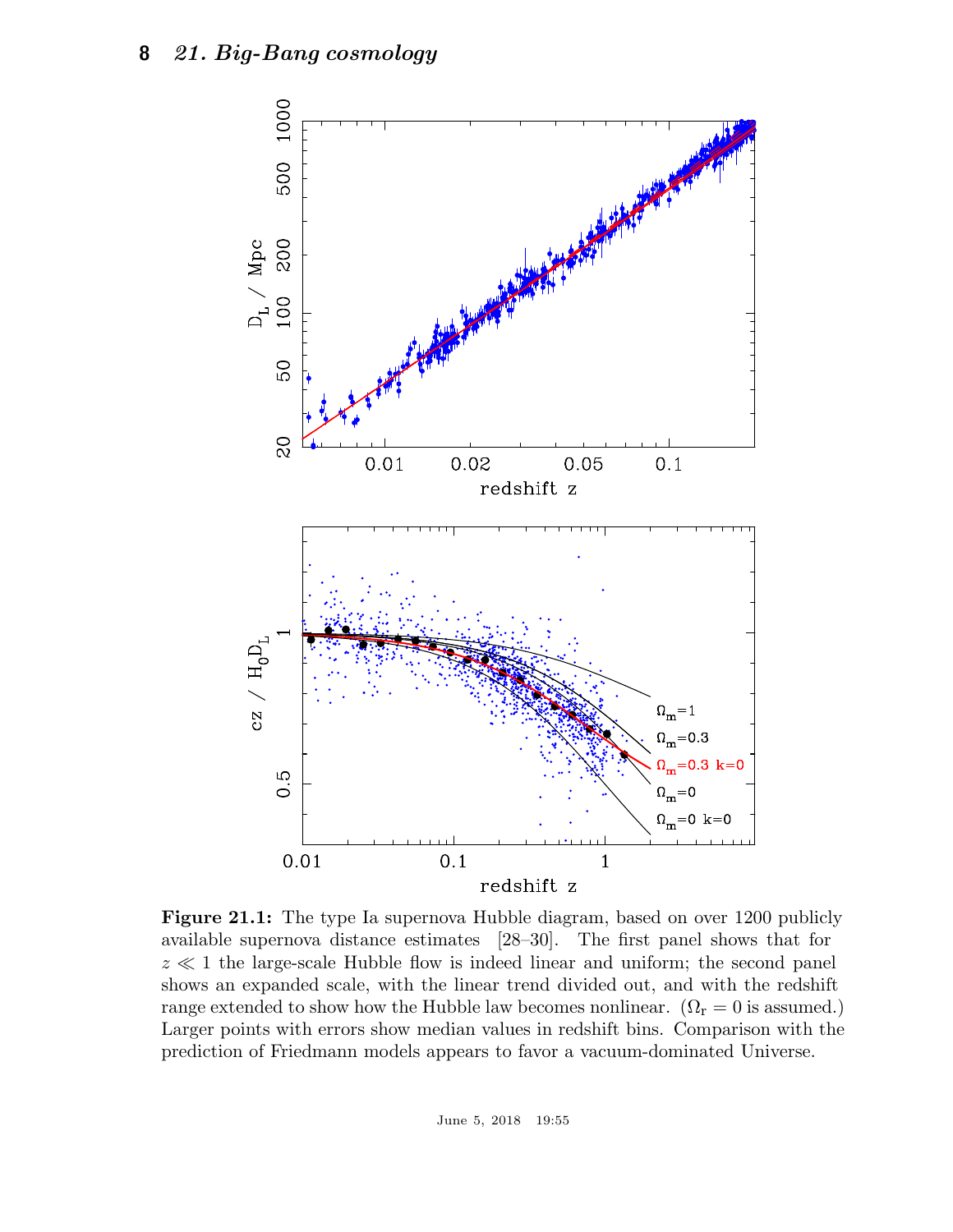**Figure 21.1:** The type Ia supernova Hubble diagram, based on over 1200 publicly available supernova distance estimates [28–30]. The first panel shows that for $z \ll 1$ the large-scale Hubble flow is indeed linear and uniform; the second panel shows an expanded scale, with the linear trend divided out, and with the redshift range extended to show how the Hubble law becomes nonlinear. ($\Omega_{\rm r} = 0$ is assumed.) Larger points with errors show median values in redshift bins. Comparison with the prediction of Friedmann models appears to favor a vacuum-dominated Universe.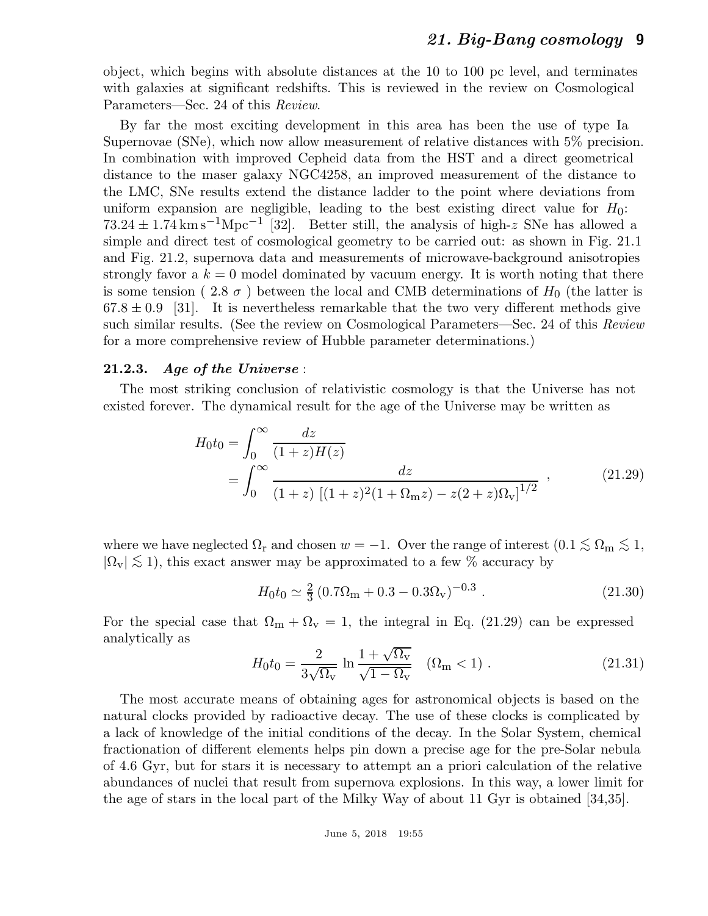object, which begins with absolute distances at the 10 to 100 pc level, and terminates with galaxies at significant redshifts. This is reviewed in the review on Cosmological Parameters—Sec. 24 of this *Review*.

By far the most exciting development in this area has been the use of type Ia Supernovae (SNe), which now allow measurement of relative distances with 5% precision. In combination with improved Cepheid data from the HST and a direct geometrical distance to the maser galaxy NGC4258, an improved measurement of the distance to the LMC, SNe results extend the distance ladder to the point where deviations from uniform expansion are negligible, leading to the best existing direct value for $H_0$: $73.24 \pm 1.74\,\mathrm{km\,s^{-1}Mpc^{-1}}$ [32]. Better still, the analysis of high-$z$ SNe has allowed a simple and direct test of cosmological geometry to be carried out: as shown in Fig. 21.1 and Fig. 21.2, supernova data and measurements of microwave-background anisotropies strongly favor a $k = 0$ model dominated by vacuum energy. It is worth noting that there is some tension ( 2.8 $\sigma$ ) between the local and CMB determinations of $H_0$ (the latter is $67.8 \pm 0.9$ [31]. It is nevertheless remarkable that the two very different methods give such similar results. (See the review on Cosmological Parameters—Sec. 24 of this *Review* for a more comprehensive review of Hubble parameter determinations.)

### 21.2.3. *Age of the Universe* :

The most striking conclusion of relativistic cosmology is that the Universe has not existed forever. The dynamical result for the age of the Universe may be written as

$$
\begin{aligned}
H_0 t_0 &= \int_0^\infty \frac{dz}{(1+z)H(z)} \\
&= \int_0^\infty \frac{dz}{(1+z)\,\left[(1+z)^2(1+\Omega_\mathrm{m} z) - z(2+z)\Omega_\mathrm{v}\right]^{1/2}} \ ,
\end{aligned}
\tag{21.29}
$$

where we have neglected $\Omega_\mathrm{r}$ and chosen $w = -1$. Over the range of interest ($0.1 \lesssim \Omega_\mathrm{m} \lesssim 1$, $|\Omega_\mathrm{v}| \lesssim 1$), this exact answer may be approximated to a few % accuracy by

$$
H_0 t_0 \simeq \tfrac{2}{3}\,(0.7\Omega_\mathrm{m} + 0.3 - 0.3\Omega_\mathrm{v})^{-0.3} \ . \tag{21.30}
$$

For the special case that $\Omega_\mathrm{m} + \Omega_\mathrm{v} = 1$, the integral in Eq. (21.29) can be expressed analytically as

$$
H_0 t_0 = \frac{2}{3\sqrt{\Omega_\mathrm{v}}}\,\ln\frac{1+\sqrt{\Omega_\mathrm{v}}}{\sqrt{1-\Omega_\mathrm{v}}} \quad (\Omega_\mathrm{m} < 1) \ . \tag{21.31}
$$

The most accurate means of obtaining ages for astronomical objects is based on the natural clocks provided by radioactive decay. The use of these clocks is complicated by a lack of knowledge of the initial conditions of the decay. In the Solar System, chemical fractionation of different elements helps pin down a precise age for the pre-Solar nebula of 4.6 Gyr, but for stars it is necessary to attempt an a priori calculation of the relative abundances of nuclei that result from supernova explosions. In this way, a lower limit for the age of stars in the local part of the Milky Way of about 11 Gyr is obtained [34,35].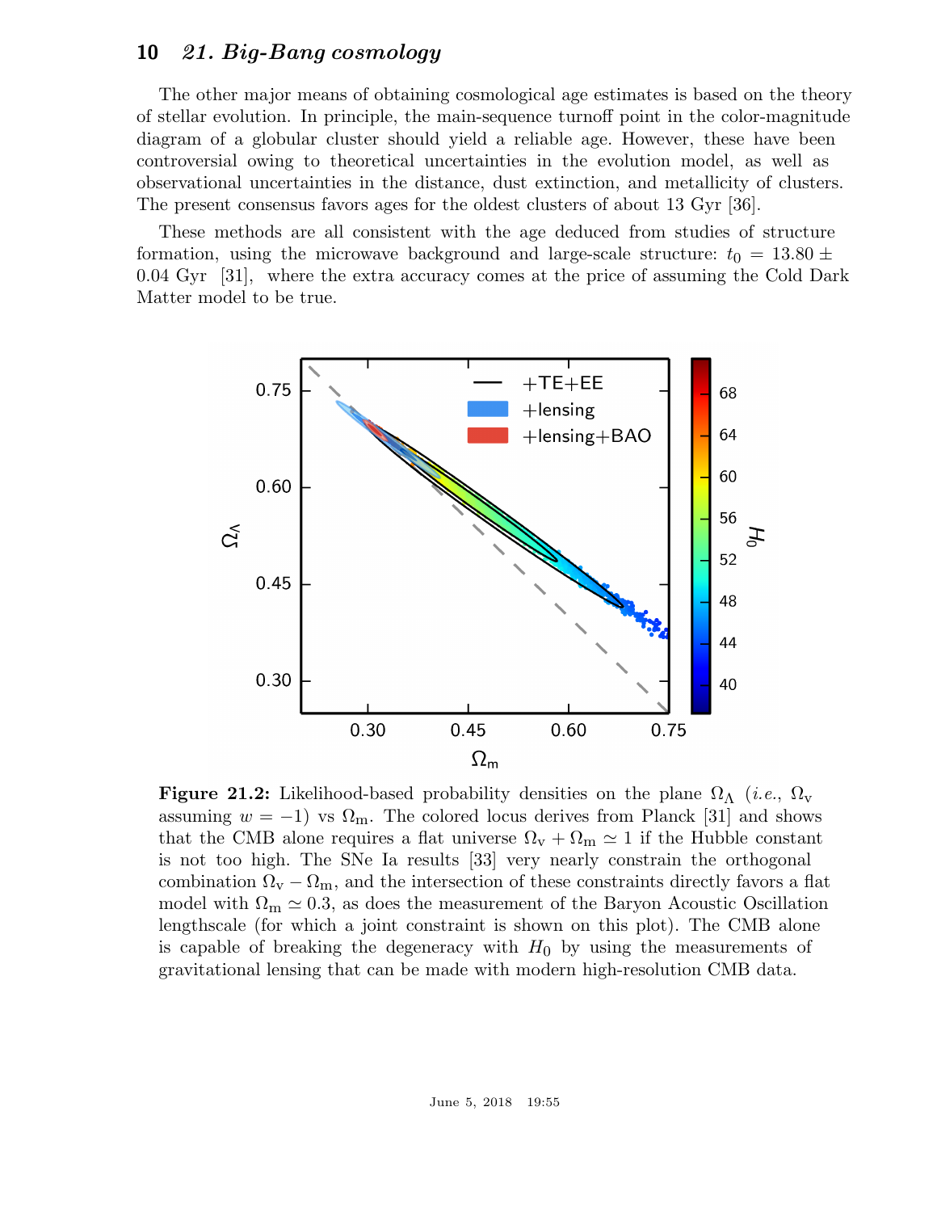The other major means of obtaining cosmological age estimates is based on the theory of stellar evolution. In principle, the main-sequence turnoff point in the color-magnitude diagram of a globular cluster should yield a reliable age. However, these have been controversial owing to theoretical uncertainties in the evolution model, as well as observational uncertainties in the distance, dust extinction, and metallicity of clusters. The present consensus favors ages for the oldest clusters of about 13 Gyr [36].

These methods are all consistent with the age deduced from studies of structure formation, using the microwave background and large-scale structure: $t_0 = 13.80 \pm 0.04$ Gyr [31], where the extra accuracy comes at the price of assuming the Cold Dark Matter model to be true.

**Figure 21.2:** Likelihood-based probability densities on the plane $\Omega_\Lambda$ (*i.e.*, $\Omega_{\rm v}$ assuming $w = -1$) vs $\Omega_{\rm m}$. The colored locus derives from Planck [31] and shows that the CMB alone requires a flat universe $\Omega_{\rm v} + \Omega_{\rm m} \simeq 1$ if the Hubble constant is not too high. The SNe Ia results [33] very nearly constrain the orthogonal combination $\Omega_{\rm v} - \Omega_{\rm m}$, and the intersection of these constraints directly favors a flat model with $\Omega_{\rm m} \simeq 0.3$, as does the measurement of the Baryon Acoustic Oscillation lengthscale (for which a joint constraint is shown on this plot). The CMB alone is capable of breaking the degeneracy with $H_0$ by using the measurements of gravitational lensing that can be made with modern high-resolution CMB data.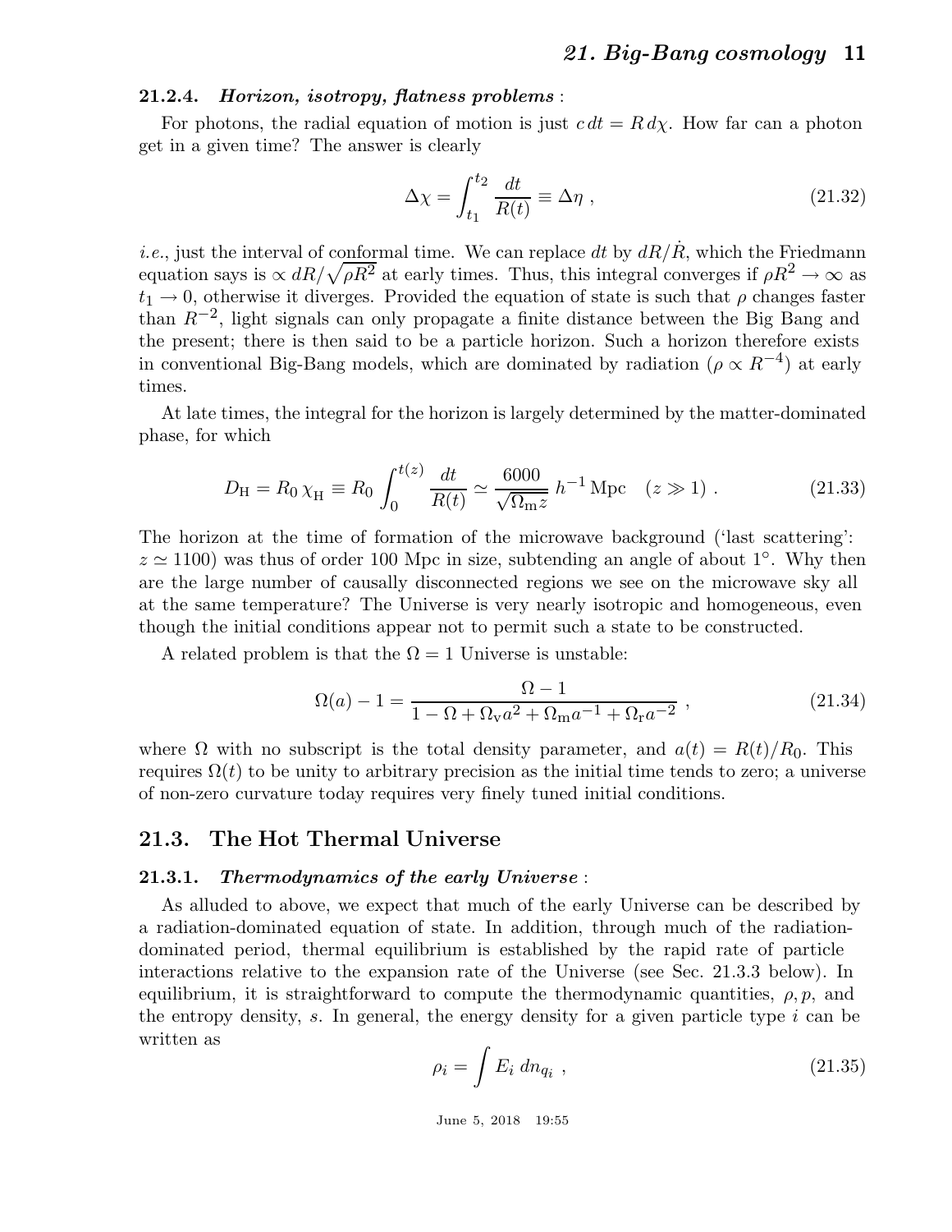### 21.2.4. *Horizon, isotropy, flatness problems* :

For photons, the radial equation of motion is just $c\,dt = R\,d\chi$. How far can a photon get in a given time? The answer is clearly

$$\Delta\chi = \int_{t_1}^{t_2} \frac{dt}{R(t)} \equiv \Delta\eta \;, \tag{21.32}$$

*i.e.*, just the interval of conformal time. We can replace $dt$ by $dR/\dot{R}$, which the Friedmann equation says is $\propto dR/\sqrt{\rho R^2}$ at early times. Thus, this integral converges if $\rho R^2 \to \infty$ as $t_1 \to 0$, otherwise it diverges. Provided the equation of state is such that $\rho$ changes faster than $R^{-2}$, light signals can only propagate a finite distance between the Big Bang and the present; there is then said to be a particle horizon. Such a horizon therefore exists in conventional Big-Bang models, which are dominated by radiation ($\rho \propto R^{-4}$) at early times.

At late times, the integral for the horizon is largely determined by the matter-dominated phase, for which

$$D_{\rm H} = R_0\,\chi_{\rm H} \equiv R_0 \int_0^{t(z)} \frac{dt}{R(t)} \simeq \frac{6000}{\sqrt{\Omega_{\rm m} z}}\; h^{-1}\,{\rm Mpc} \quad (z \gg 1) \;. \tag{21.33}$$

The horizon at the time of formation of the microwave background ('last scattering': $z \simeq 1100$) was thus of order 100 Mpc in size, subtending an angle of about 1°. Why then are the large number of causally disconnected regions we see on the microwave sky all at the same temperature? The Universe is very nearly isotropic and homogeneous, even though the initial conditions appear not to permit such a state to be constructed.

A related problem is that the $\Omega = 1$ Universe is unstable:

$$\Omega(a) - 1 = \frac{\Omega - 1}{1 - \Omega + \Omega_{\rm v} a^2 + \Omega_{\rm m} a^{-1} + \Omega_{\rm r} a^{-2}} \;, \tag{21.34}$$

where $\Omega$ with no subscript is the total density parameter, and $a(t) = R(t)/R_0$. This requires $\Omega(t)$ to be unity to arbitrary precision as the initial time tends to zero; a universe of non-zero curvature today requires very finely tuned initial conditions.

## 21.3. The Hot Thermal Universe

### 21.3.1. *Thermodynamics of the early Universe* :

As alluded to above, we expect that much of the early Universe can be described by a radiation-dominated equation of state. In addition, through much of the radiation-dominated period, thermal equilibrium is established by the rapid rate of particle interactions relative to the expansion rate of the Universe (see Sec. 21.3.3 below). In equilibrium, it is straightforward to compute the thermodynamic quantities, $\rho, p$, and the entropy density, $s$. In general, the energy density for a given particle type $i$ can be written as

$$\rho_i = \int E_i \; dn_{q_i} \;, \tag{21.35}$$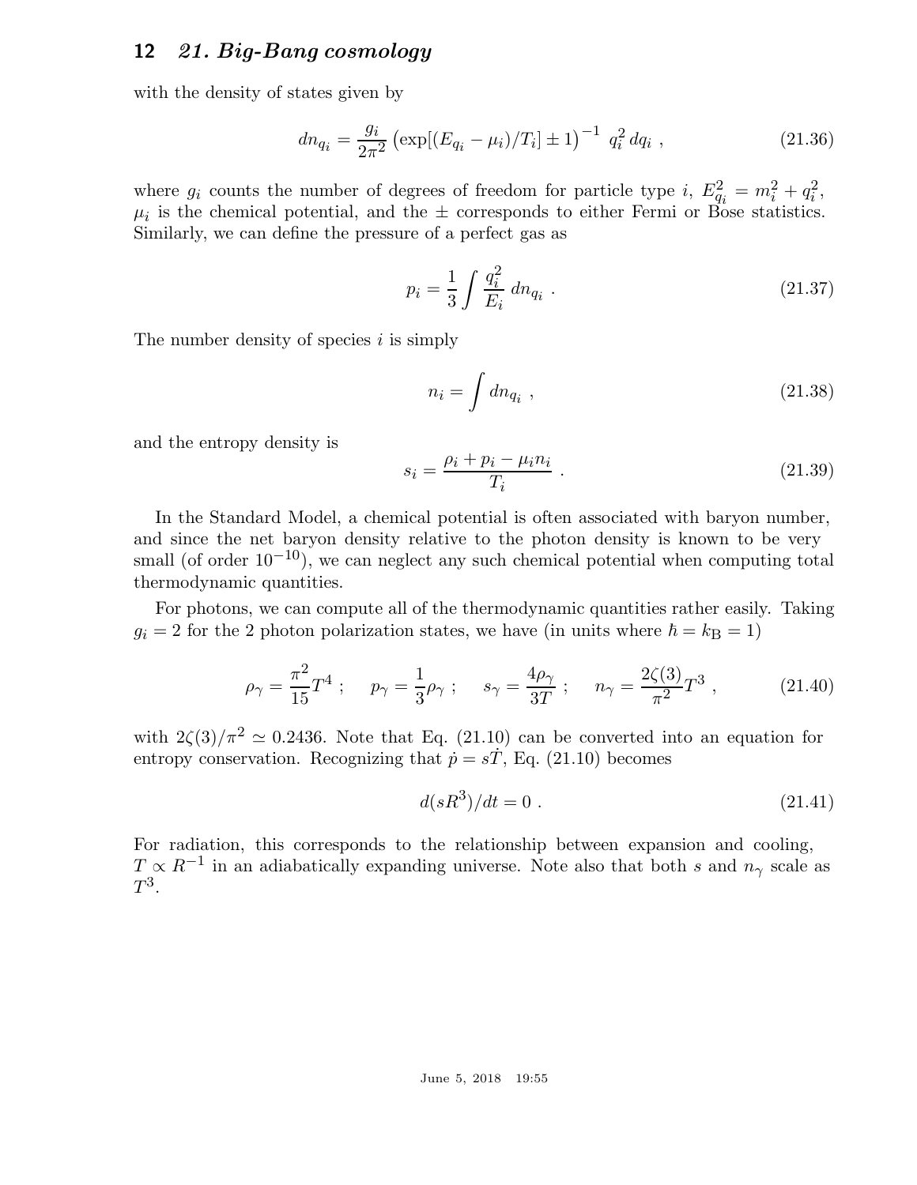with the density of states given by

$$dn_{q_i} = \frac{g_i}{2\pi^2} \left( \exp[(E_{q_i} - \mu_i)/T_i] \pm 1 \right)^{-1} \, q_i^2 \, dq_i \ , \tag{21.36}$$

where $g_i$ counts the number of degrees of freedom for particle type $i$, $E_{q_i}^2 = m_i^2 + q_i^2$, $\mu_i$ is the chemical potential, and the $\pm$ corresponds to either Fermi or Bose statistics. Similarly, we can define the pressure of a perfect gas as

$$p_i = \frac{1}{3} \int \frac{q_i^2}{E_i} \, dn_{q_i} \ . \tag{21.37}$$

The number density of species $i$ is simply

$$n_i = \int dn_{q_i} \ , \tag{21.38}$$

and the entropy density is

$$s_i = \frac{\rho_i + p_i - \mu_i n_i}{T_i} \ . \tag{21.39}$$

In the Standard Model, a chemical potential is often associated with baryon number, and since the net baryon density relative to the photon density is known to be very small (of order $10^{-10}$), we can neglect any such chemical potential when computing total thermodynamic quantities.

For photons, we can compute all of the thermodynamic quantities rather easily. Taking $g_i = 2$ for the 2 photon polarization states, we have (in units where $\hbar = k_{\rm B} = 1$)

$$\rho_\gamma = \frac{\pi^2}{15} T^4 \ ; \quad p_\gamma = \frac{1}{3} \rho_\gamma \ ; \quad s_\gamma = \frac{4\rho_\gamma}{3T} \ ; \quad n_\gamma = \frac{2\zeta(3)}{\pi^2} T^3 \ , \tag{21.40}$$

with $2\zeta(3)/\pi^2 \simeq 0.2436$. Note that Eq. (21.10) can be converted into an equation for entropy conservation. Recognizing that $\dot{p} = s\dot{T}$, Eq. (21.10) becomes

$$d(sR^3)/dt = 0 \ . \tag{21.41}$$

For radiation, this corresponds to the relationship between expansion and cooling, $T \propto R^{-1}$ in an adiabatically expanding universe. Note also that both $s$ and $n_\gamma$ scale as $T^3$.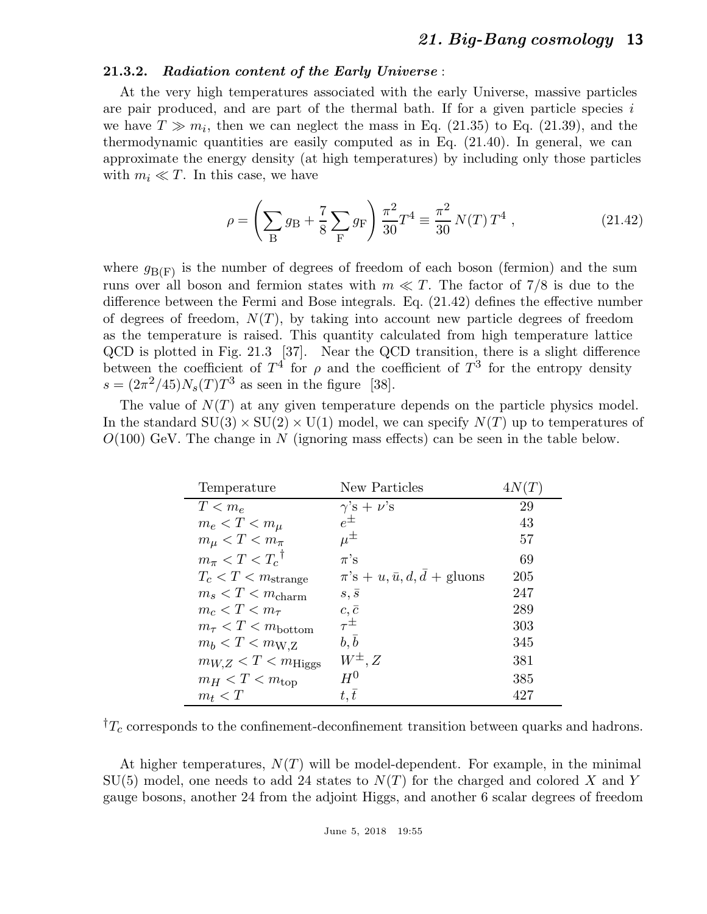### 21.3.2. *Radiation content of the Early Universe* :

At the very high temperatures associated with the early Universe, massive particles are pair produced, and are part of the thermal bath. If for a given particle species $i$ we have $T \gg m_i$, then we can neglect the mass in Eq. (21.35) to Eq. (21.39), and the thermodynamic quantities are easily computed as in Eq. (21.40). In general, we can approximate the energy density (at high temperatures) by including only those particles with $m_i \ll T$. In this case, we have

$$\rho = \left( \sum_{\rm B} g_{\rm B} + \frac{7}{8} \sum_{\rm F} g_{\rm F} \right) \frac{\pi^2}{30} T^4 \equiv \frac{\pi^2}{30} N(T)\, T^4 \ , \tag{21.42}$$

where $g_{\rm B(F)}$ is the number of degrees of freedom of each boson (fermion) and the sum runs over all boson and fermion states with $m \ll T$. The factor of 7/8 is due to the difference between the Fermi and Bose integrals. Eq. (21.42) defines the effective number of degrees of freedom, $N(T)$, by taking into account new particle degrees of freedom as the temperature is raised. This quantity calculated from high temperature lattice QCD is plotted in Fig. 21.3 [37]. Near the QCD transition, there is a slight difference between the coefficient of $T^4$ for $\rho$ and the coefficient of $T^3$ for the entropy density $s = (2\pi^2/45) N_s(T) T^3$ as seen in the figure [38].

The value of $N(T)$ at any given temperature depends on the particle physics model. In the standard $\mathrm{SU}(3) \times \mathrm{SU}(2) \times \mathrm{U}(1)$ model, we can specify $N(T)$ up to temperatures of $O(100)$ GeV. The change in $N$ (ignoring mass effects) can be seen in the table below.

| Temperature | New Particles | $4N(T)$ |
|---|---|---|
| $T < m_e$ | $\gamma$'s + $\nu$'s | 29 |
| $m_e < T < m_\mu$ | $e^\pm$ | 43 |
| $m_\mu < T < m_\pi$ | $\mu^\pm$ | 57 |
| $m_\pi < T < T_c{}^\dagger$ | $\pi$'s | 69 |
| $T_c < T < m_{\rm strange}$ | $\pi$'s + $u, \bar{u}, d, \bar{d}$ + gluons | 205 |
| $m_s < T < m_{\rm charm}$ | $s, \bar{s}$ | 247 |
| $m_c < T < m_\tau$ | $c, \bar{c}$ | 289 |
| $m_\tau < T < m_{\rm bottom}$ | $\tau^\pm$ | 303 |
| $m_b < T < m_{\rm W,Z}$ | $b, \bar{b}$ | 345 |
| $m_{W,Z} < T < m_{\rm Higgs}$ | $W^\pm, Z$ | 381 |
| $m_H < T < m_{\rm top}$ | $H^0$ | 385 |
| $m_t < T$ | $t, \bar{t}$ | 427 |

$^\dagger T_c$ corresponds to the confinement-deconfinement transition between quarks and hadrons.

At higher temperatures, $N(T)$ will be model-dependent. For example, in the minimal SU(5) model, one needs to add 24 states to $N(T)$ for the charged and colored $X$ and $Y$ gauge bosons, another 24 from the adjoint Higgs, and another 6 scalar degrees of freedom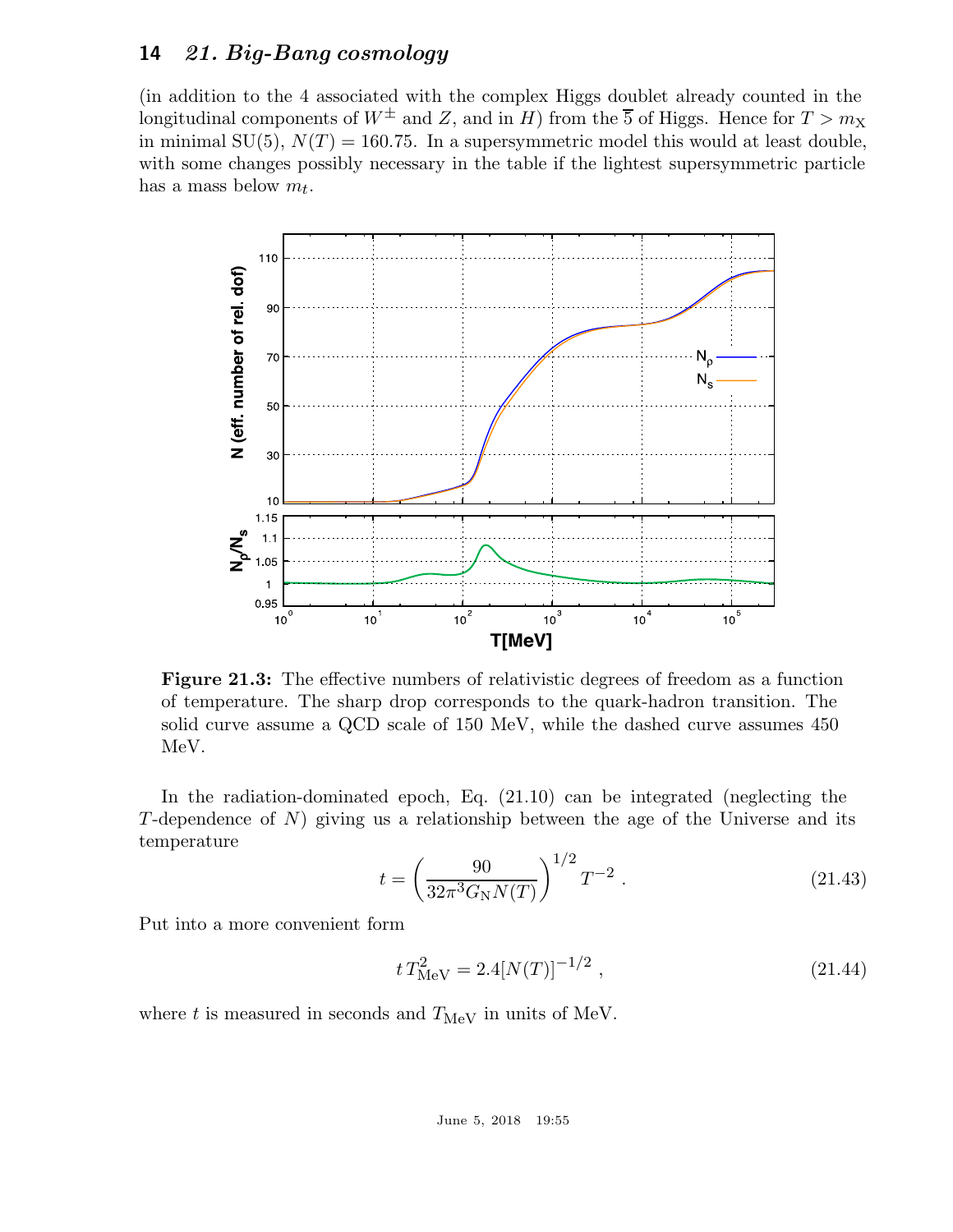(in addition to the 4 associated with the complex Higgs doublet already counted in the longitudinal components of $W^\pm$ and $Z$, and in $H$) from the $\overline{5}$ of Higgs. Hence for $T > m_X$ in minimal SU(5), $N(T) = 160.75$. In a supersymmetric model this would at least double, with some changes possibly necessary in the table if the lightest supersymmetric particle has a mass below $m_t$.

**Figure 21.3:** The effective numbers of relativistic degrees of freedom as a function of temperature. The sharp drop corresponds to the quark-hadron transition. The solid curve assume a QCD scale of 150 MeV, while the dashed curve assumes 450 MeV.

In the radiation-dominated epoch, Eq. (21.10) can be integrated (neglecting the $T$-dependence of $N$) giving us a relationship between the age of the Universe and its temperature

$$t = \left(\frac{90}{32\pi^3 G_N N(T)}\right)^{1/2} T^{-2} \; . \tag{21.43}$$

Put into a more convenient form

$$t\, T_{\text{MeV}}^2 = 2.4[N(T)]^{-1/2} \; , \tag{21.44}$$

where $t$ is measured in seconds and $T_{\text{MeV}}$ in units of MeV.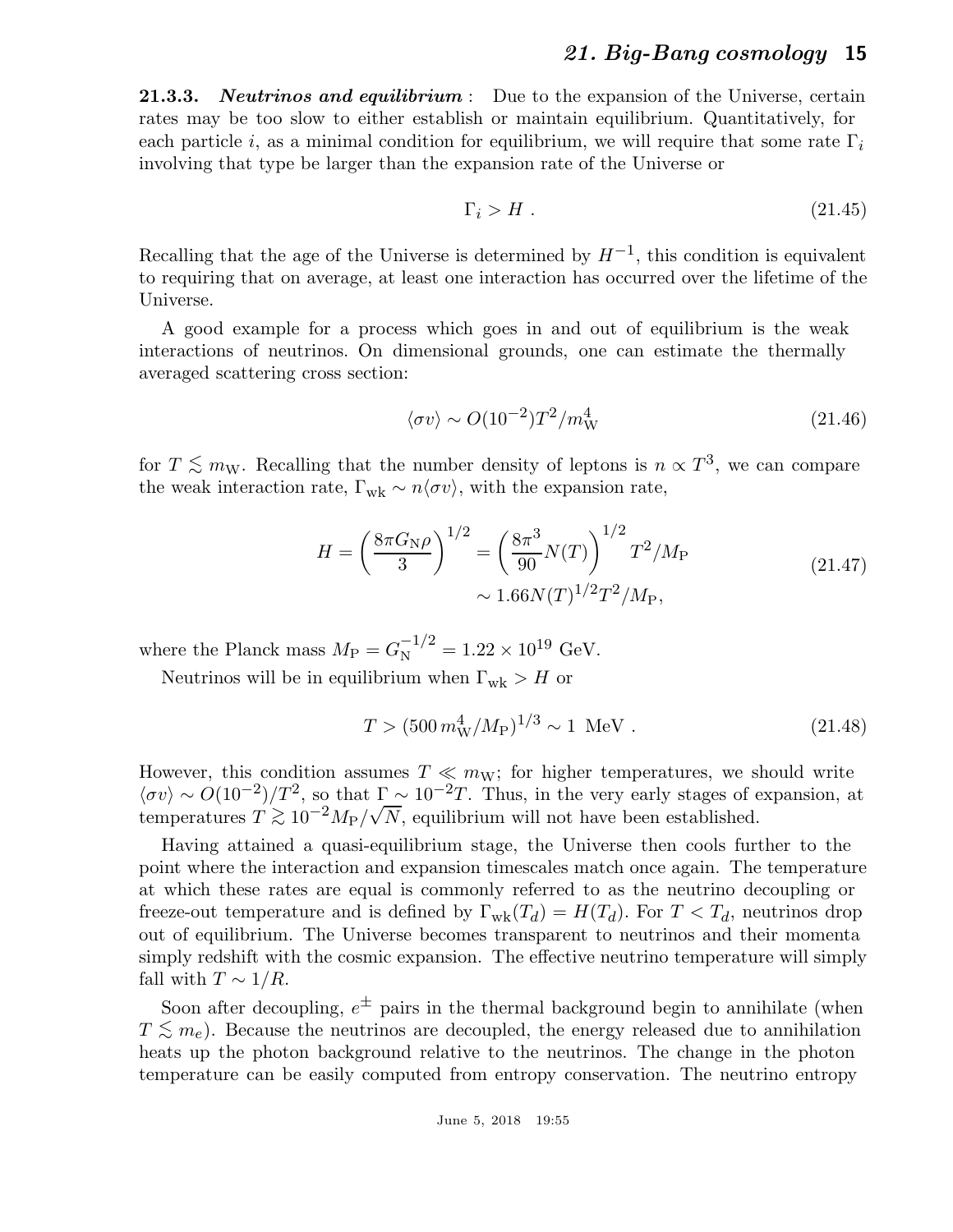**21.3.3. *Neutrinos and equilibrium*** : Due to the expansion of the Universe, certain rates may be too slow to either establish or maintain equilibrium. Quantitatively, for each particle $i$, as a minimal condition for equilibrium, we will require that some rate $\Gamma_i$ involving that type be larger than the expansion rate of the Universe or

$$\Gamma_i > H \; . \tag{21.45}$$

Recalling that the age of the Universe is determined by $H^{-1}$, this condition is equivalent to requiring that on average, at least one interaction has occurred over the lifetime of the Universe.

A good example for a process which goes in and out of equilibrium is the weak interactions of neutrinos. On dimensional grounds, one can estimate the thermally averaged scattering cross section:

$$\langle \sigma v \rangle \sim O(10^{-2}) T^2 / m_{\rm W}^4 \tag{21.46}$$

for $T \lesssim m_{\rm W}$. Recalling that the number density of leptons is $n \propto T^3$, we can compare the weak interaction rate, $\Gamma_{\rm wk} \sim n \langle \sigma v \rangle$, with the expansion rate,

$$\begin{aligned} H = \left( \frac{8\pi G_{\rm N} \rho}{3} \right)^{1/2} &= \left( \frac{8\pi^3}{90} N(T) \right)^{1/2} T^2 / M_{\rm P} \\ &\sim 1.66 N(T)^{1/2} T^2 / M_{\rm P}, \end{aligned} \tag{21.47}$$

where the Planck mass $M_{\rm P} = G_{\rm N}^{-1/2} = 1.22 \times 10^{19}$ GeV.

Neutrinos will be in equilibrium when $\Gamma_{\rm wk} > H$ or

$$T > (500 \, m_{\rm W}^4 / M_{\rm P})^{1/3} \sim 1 \; \text{MeV} \; . \tag{21.48}$$

However, this condition assumes $T \ll m_{\rm W}$; for higher temperatures, we should write $\langle \sigma v \rangle \sim O(10^{-2})/T^2$, so that $\Gamma \sim 10^{-2} T$. Thus, in the very early stages of expansion, at temperatures $T \gtrsim 10^{-2} M_{\rm P} / \sqrt{N}$, equilibrium will not have been established.

Having attained a quasi-equilibrium stage, the Universe then cools further to the point where the interaction and expansion timescales match once again. The temperature at which these rates are equal is commonly referred to as the neutrino decoupling or freeze-out temperature and is defined by $\Gamma_{\rm wk}(T_d) = H(T_d)$. For $T < T_d$, neutrinos drop out of equilibrium. The Universe becomes transparent to neutrinos and their momenta simply redshift with the cosmic expansion. The effective neutrino temperature will simply fall with $T \sim 1/R$.

Soon after decoupling, $e^{\pm}$ pairs in the thermal background begin to annihilate (when $T \lesssim m_e$). Because the neutrinos are decoupled, the energy released due to annihilation heats up the photon background relative to the neutrinos. The change in the photon temperature can be easily computed from entropy conservation. The neutrino entropy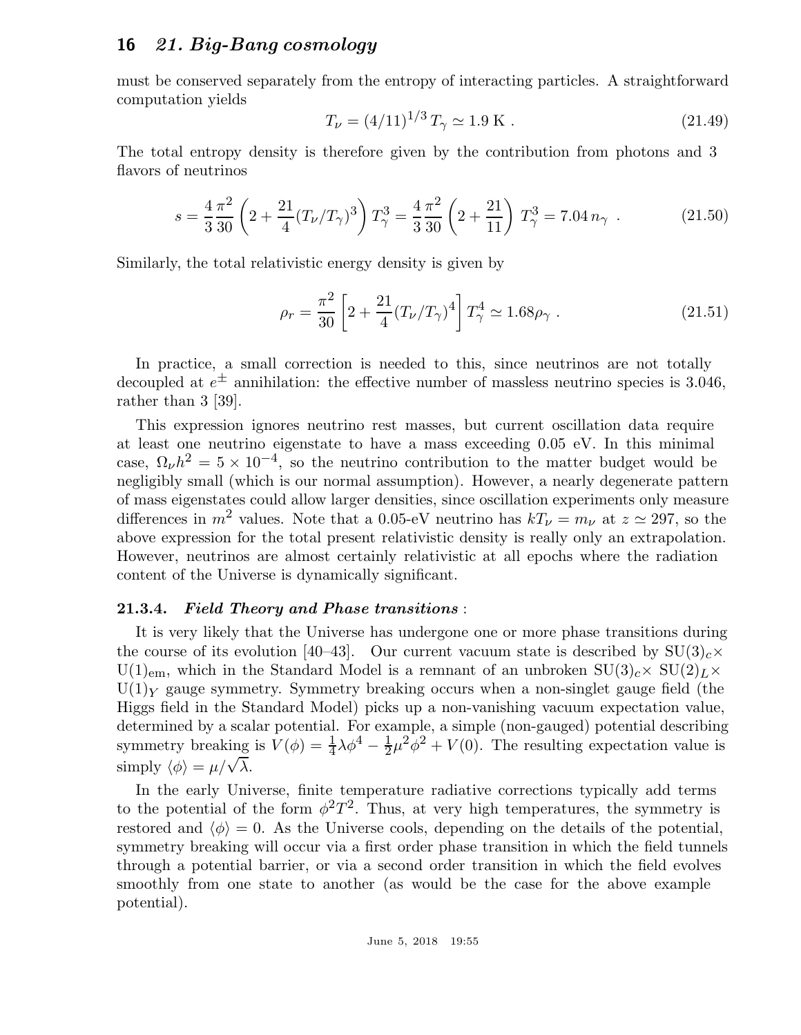must be conserved separately from the entropy of interacting particles. A straightforward computation yields

$$T_\nu = (4/11)^{1/3}\, T_\gamma \simeq 1.9 \text{ K} . \tag{21.49}$$

The total entropy density is therefore given by the contribution from photons and 3 flavors of neutrinos

$$s = \frac{4}{3}\frac{\pi^2}{30}\left(2 + \frac{21}{4}(T_\nu/T_\gamma)^3\right) T_\gamma^3 = \frac{4}{3}\frac{\pi^2}{30}\left(2 + \frac{21}{11}\right) T_\gamma^3 = 7.04\, n_\gamma \ . \tag{21.50}$$

Similarly, the total relativistic energy density is given by

$$\rho_r = \frac{\pi^2}{30}\left[2 + \frac{21}{4}(T_\nu/T_\gamma)^4\right] T_\gamma^4 \simeq 1.68 \rho_\gamma \ . \tag{21.51}$$

In practice, a small correction is needed to this, since neutrinos are not totally decoupled at $e^\pm$ annihilation: the effective number of massless neutrino species is 3.046, rather than 3 [39].

This expression ignores neutrino rest masses, but current oscillation data require at least one neutrino eigenstate to have a mass exceeding 0.05 eV. In this minimal case, $\Omega_\nu h^2 = 5 \times 10^{-4}$, so the neutrino contribution to the matter budget would be negligibly small (which is our normal assumption). However, a nearly degenerate pattern of mass eigenstates could allow larger densities, since oscillation experiments only measure differences in $m^2$ values. Note that a 0.05-eV neutrino has $kT_\nu = m_\nu$ at $z \simeq 297$, so the above expression for the total present relativistic density is really only an extrapolation. However, neutrinos are almost certainly relativistic at all epochs where the radiation content of the Universe is dynamically significant.

#### 21.3.4. *Field Theory and Phase transitions* :

It is very likely that the Universe has undergone one or more phase transitions during the course of its evolution [40–43]. Our current vacuum state is described by $\mathrm{SU}(3)_c\times$ $\mathrm{U}(1)_{\mathrm{em}}$, which in the Standard Model is a remnant of an unbroken $\mathrm{SU}(3)_c\times$ $\mathrm{SU}(2)_L\times$ $\mathrm{U}(1)_Y$ gauge symmetry. Symmetry breaking occurs when a non-singlet gauge field (the Higgs field in the Standard Model) picks up a non-vanishing vacuum expectation value, determined by a scalar potential. For example, a simple (non-gauged) potential describing symmetry breaking is $V(\phi) = \frac{1}{4}\lambda\phi^4 - \frac{1}{2}\mu^2\phi^2 + V(0)$. The resulting expectation value is simply $\langle\phi\rangle = \mu/\sqrt{\lambda}$.

In the early Universe, finite temperature radiative corrections typically add terms to the potential of the form $\phi^2 T^2$. Thus, at very high temperatures, the symmetry is restored and $\langle\phi\rangle = 0$. As the Universe cools, depending on the details of the potential, symmetry breaking will occur via a first order phase transition in which the field tunnels through a potential barrier, or via a second order transition in which the field evolves smoothly from one state to another (as would be the case for the above example potential).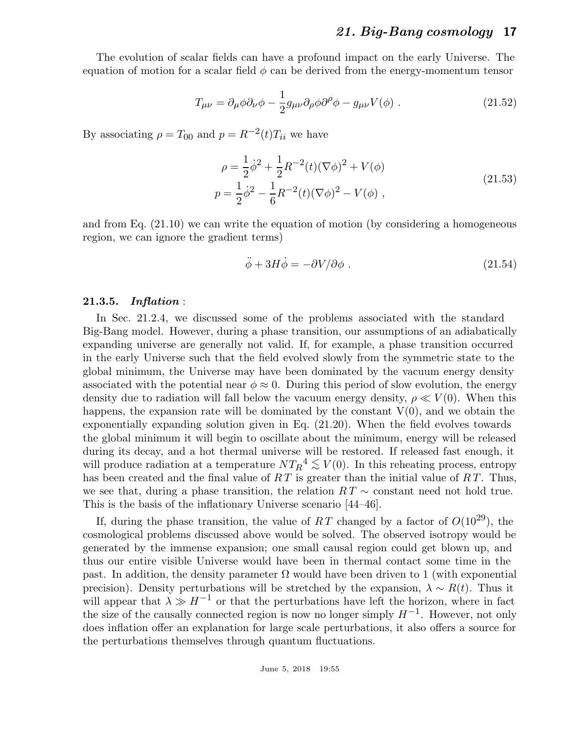The evolution of scalar fields can have a profound impact on the early Universe. The equation of motion for a scalar field $\phi$ can be derived from the energy-momentum tensor

$$T_{\mu\nu} = \partial_\mu\phi\partial_\nu\phi - \frac{1}{2}g_{\mu\nu}\partial_\rho\phi\partial^\rho\phi - g_{\mu\nu}V(\phi) \ . \tag{21.52}$$

By associating $\rho = T_{00}$ and $p = R^{-2}(t)T_{ii}$ we have

$$\begin{aligned} \rho &= \frac{1}{2}\dot{\phi}^2 + \frac{1}{2}R^{-2}(t)(\nabla\phi)^2 + V(\phi) \\ p &= \frac{1}{2}\dot{\phi}^2 - \frac{1}{6}R^{-2}(t)(\nabla\phi)^2 - V(\phi) \ , \end{aligned} \tag{21.53}$$

and from Eq. (21.10) we can write the equation of motion (by considering a homogeneous region, we can ignore the gradient terms)

$$\ddot{\phi} + 3H\dot{\phi} = -\partial V/\partial\phi \ . \tag{21.54}$$

### 21.3.5. *Inflation* :

In Sec. 21.2.4, we discussed some of the problems associated with the standard Big-Bang model. However, during a phase transition, our assumptions of an adiabatically expanding universe are generally not valid. If, for example, a phase transition occurred in the early Universe such that the field evolved slowly from the symmetric state to the global minimum, the Universe may have been dominated by the vacuum energy density associated with the potential near $\phi \approx 0$. During this period of slow evolution, the energy density due to radiation will fall below the vacuum energy density, $\rho \ll V(0)$. When this happens, the expansion rate will be dominated by the constant V(0), and we obtain the exponentially expanding solution given in Eq. (21.20). When the field evolves towards the global minimum it will begin to oscillate about the minimum, energy will be released during its decay, and a hot thermal universe will be restored. If released fast enough, it will produce radiation at a temperature $N{T_R}^4 \lesssim V(0)$. In this reheating process, entropy has been created and the final value of $RT$ is greater than the initial value of $RT$. Thus, we see that, during a phase transition, the relation $RT \sim$ constant need not hold true. This is the basis of the inflationary Universe scenario [44–46].

If, during the phase transition, the value of $RT$ changed by a factor of $O(10^{29})$, the cosmological problems discussed above would be solved. The observed isotropy would be generated by the immense expansion; one small causal region could get blown up, and thus our entire visible Universe would have been in thermal contact some time in the past. In addition, the density parameter $\Omega$ would have been driven to 1 (with exponential precision). Density perturbations will be stretched by the expansion, $\lambda \sim R(t)$. Thus it will appear that $\lambda \gg H^{-1}$ or that the perturbations have left the horizon, where in fact the size of the causally connected region is now no longer simply $H^{-1}$. However, not only does inflation offer an explanation for large scale perturbations, it also offers a source for the perturbations themselves through quantum fluctuations.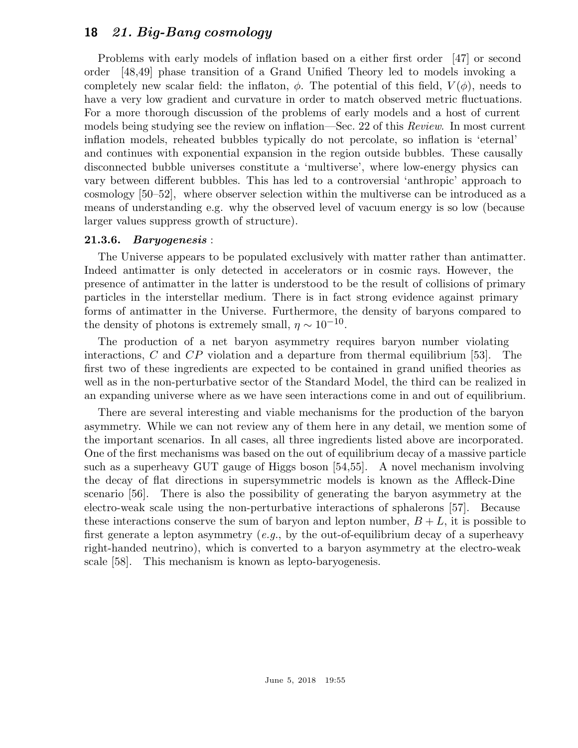Problems with early models of inflation based on a either first order [47] or second order [48,49] phase transition of a Grand Unified Theory led to models invoking a completely new scalar field: the inflaton, $\phi$. The potential of this field, $V(\phi)$, needs to have a very low gradient and curvature in order to match observed metric fluctuations. For a more thorough discussion of the problems of early models and a host of current models being studying see the review on inflation—Sec. 22 of this *Review*. In most current inflation models, reheated bubbles typically do not percolate, so inflation is 'eternal' and continues with exponential expansion in the region outside bubbles. These causally disconnected bubble universes constitute a 'multiverse', where low-energy physics can vary between different bubbles. This has led to a controversial 'anthropic' approach to cosmology [50–52], where observer selection within the multiverse can be introduced as a means of understanding e.g. why the observed level of vacuum energy is so low (because larger values suppress growth of structure).

### 21.3.6. *Baryogenesis* :

The Universe appears to be populated exclusively with matter rather than antimatter. Indeed antimatter is only detected in accelerators or in cosmic rays. However, the presence of antimatter in the latter is understood to be the result of collisions of primary particles in the interstellar medium. There is in fact strong evidence against primary forms of antimatter in the Universe. Furthermore, the density of baryons compared to the density of photons is extremely small, $\eta \sim 10^{-10}$.

The production of a net baryon asymmetry requires baryon number violating interactions, $C$ and $CP$ violation and a departure from thermal equilibrium [53]. The first two of these ingredients are expected to be contained in grand unified theories as well as in the non-perturbative sector of the Standard Model, the third can be realized in an expanding universe where as we have seen interactions come in and out of equilibrium.

There are several interesting and viable mechanisms for the production of the baryon asymmetry. While we can not review any of them here in any detail, we mention some of the important scenarios. In all cases, all three ingredients listed above are incorporated. One of the first mechanisms was based on the out of equilibrium decay of a massive particle such as a superheavy GUT gauge of Higgs boson [54,55]. A novel mechanism involving the decay of flat directions in supersymmetric models is known as the Affleck-Dine scenario [56]. There is also the possibility of generating the baryon asymmetry at the electro-weak scale using the non-perturbative interactions of sphalerons [57]. Because these interactions conserve the sum of baryon and lepton number, $B + L$, it is possible to first generate a lepton asymmetry (*e.g.*, by the out-of-equilibrium decay of a superheavy right-handed neutrino), which is converted to a baryon asymmetry at the electro-weak scale [58]. This mechanism is known as lepto-baryogenesis.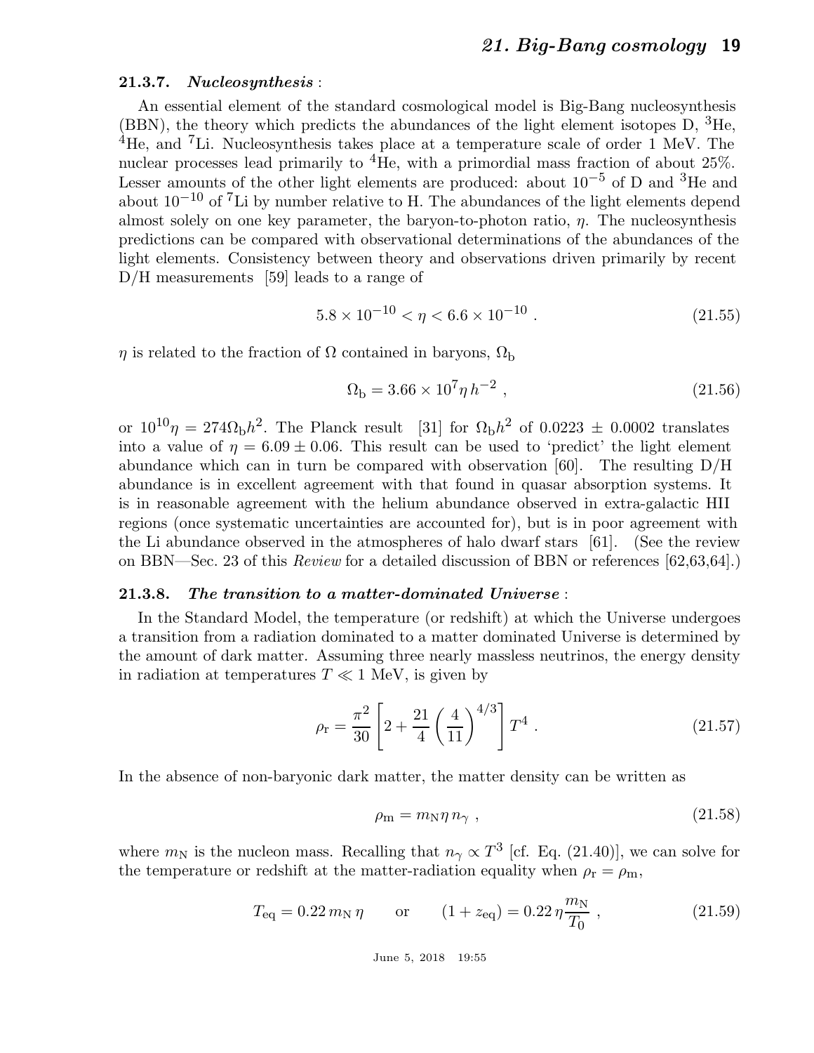### 21.3.7. *Nucleosynthesis* :

An essential element of the standard cosmological model is Big-Bang nucleosynthesis (BBN), the theory which predicts the abundances of the light element isotopes D, $^3$He, $^4$He, and $^7$Li. Nucleosynthesis takes place at a temperature scale of order 1 MeV. The nuclear processes lead primarily to $^4$He, with a primordial mass fraction of about 25%. Lesser amounts of the other light elements are produced: about $10^{-5}$ of D and $^3$He and about $10^{-10}$ of $^7$Li by number relative to H. The abundances of the light elements depend almost solely on one key parameter, the baryon-to-photon ratio, $\eta$. The nucleosynthesis predictions can be compared with observational determinations of the abundances of the light elements. Consistency between theory and observations driven primarily by recent D/H measurements [59] leads to a range of

$$5.8 \times 10^{-10} < \eta < 6.6 \times 10^{-10} \ . \tag{21.55}$$

$\eta$ is related to the fraction of $\Omega$ contained in baryons, $\Omega_{\mathrm{b}}$

$$\Omega_{\mathrm{b}} = 3.66 \times 10^{7} \eta \, h^{-2} \ , \tag{21.56}$$

or $10^{10}\eta = 274 \Omega_{\mathrm{b}} h^2$. The Planck result [31] for $\Omega_{\mathrm{b}} h^2$ of $0.0223 \pm 0.0002$ translates into a value of $\eta = 6.09 \pm 0.06$. This result can be used to 'predict' the light element abundance which can in turn be compared with observation [60]. The resulting D/H abundance is in excellent agreement with that found in quasar absorption systems. It is in reasonable agreement with the helium abundance observed in extra-galactic HII regions (once systematic uncertainties are accounted for), but is in poor agreement with the Li abundance observed in the atmospheres of halo dwarf stars [61]. (See the review on BBN—Sec. 23 of this *Review* for a detailed discussion of BBN or references [62,63,64].)

### 21.3.8. *The transition to a matter-dominated Universe* :

In the Standard Model, the temperature (or redshift) at which the Universe undergoes a transition from a radiation dominated to a matter dominated Universe is determined by the amount of dark matter. Assuming three nearly massless neutrinos, the energy density in radiation at temperatures $T \ll 1$ MeV, is given by

$$\rho_{\mathrm{r}} = \frac{\pi^2}{30} \left[ 2 + \frac{21}{4} \left( \frac{4}{11} \right)^{4/3} \right] T^4 \ . \tag{21.57}$$

In the absence of non-baryonic dark matter, the matter density can be written as

$$\rho_{\mathrm{m}} = m_{\mathrm{N}} \eta \, n_{\gamma} \ , \tag{21.58}$$

where $m_{\mathrm{N}}$ is the nucleon mass. Recalling that $n_{\gamma} \propto T^3$ [cf. Eq. (21.40)], we can solve for the temperature or redshift at the matter-radiation equality when $\rho_{\mathrm{r}} = \rho_{\mathrm{m}}$,

$$T_{\mathrm{eq}} = 0.22 \, m_{\mathrm{N}} \, \eta \qquad \text{or} \qquad (1 + z_{\mathrm{eq}}) = 0.22 \, \eta \frac{m_{\mathrm{N}}}{T_0} \ , \tag{21.59}$$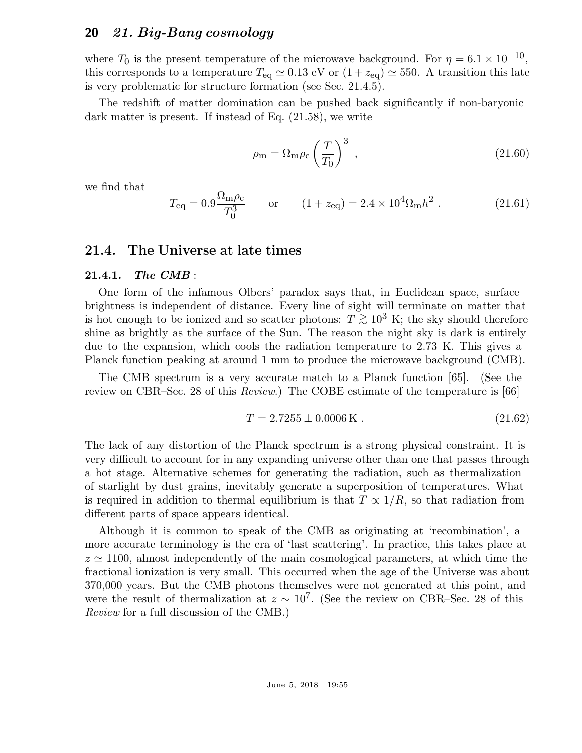where $T_0$ is the present temperature of the microwave background. For $\eta = 6.1 \times 10^{-10}$, this corresponds to a temperature $T_{\rm eq} \simeq 0.13$ eV or $(1 + z_{\rm eq}) \simeq 550$. A transition this late is very problematic for structure formation (see Sec. 21.4.5).

The redshift of matter domination can be pushed back significantly if non-baryonic dark matter is present. If instead of Eq. (21.58), we write

$$\rho_{\rm m} = \Omega_{\rm m}\rho_{\rm c} \left(\frac{T}{T_0}\right)^3 , \tag{21.60}$$

we find that

$$T_{\rm eq} = 0.9 \frac{\Omega_{\rm m}\rho_{\rm c}}{T_0^3} \qquad \text{or} \qquad (1 + z_{\rm eq}) = 2.4 \times 10^4 \Omega_{\rm m} h^2 . \tag{21.61}$$

## 21.4. The Universe at late times

### 21.4.1. *The CMB* :

One form of the infamous Olbers' paradox says that, in Euclidean space, surface brightness is independent of distance. Every line of sight will terminate on matter that is hot enough to be ionized and so scatter photons: $T \gtrsim 10^3$ K; the sky should therefore shine as brightly as the surface of the Sun. The reason the night sky is dark is entirely due to the expansion, which cools the radiation temperature to 2.73 K. This gives a Planck function peaking at around 1 mm to produce the microwave background (CMB).

The CMB spectrum is a very accurate match to a Planck function [65]. (See the review on CBR–Sec. 28 of this *Review*.) The COBE estimate of the temperature is [66]

$$T = 2.7255 \pm 0.0006 \, \text{K} . \tag{21.62}$$

The lack of any distortion of the Planck spectrum is a strong physical constraint. It is very difficult to account for in any expanding universe other than one that passes through a hot stage. Alternative schemes for generating the radiation, such as thermalization of starlight by dust grains, inevitably generate a superposition of temperatures. What is required in addition to thermal equilibrium is that $T \propto 1/R$, so that radiation from different parts of space appears identical.

Although it is common to speak of the CMB as originating at 'recombination', a more accurate terminology is the era of 'last scattering'. In practice, this takes place at $z \simeq 1100$, almost independently of the main cosmological parameters, at which time the fractional ionization is very small. This occurred when the age of the Universe was about 370,000 years. But the CMB photons themselves were not generated at this point, and were the result of thermalization at $z \sim 10^7$. (See the review on CBR–Sec. 28 of this *Review* for a full discussion of the CMB.)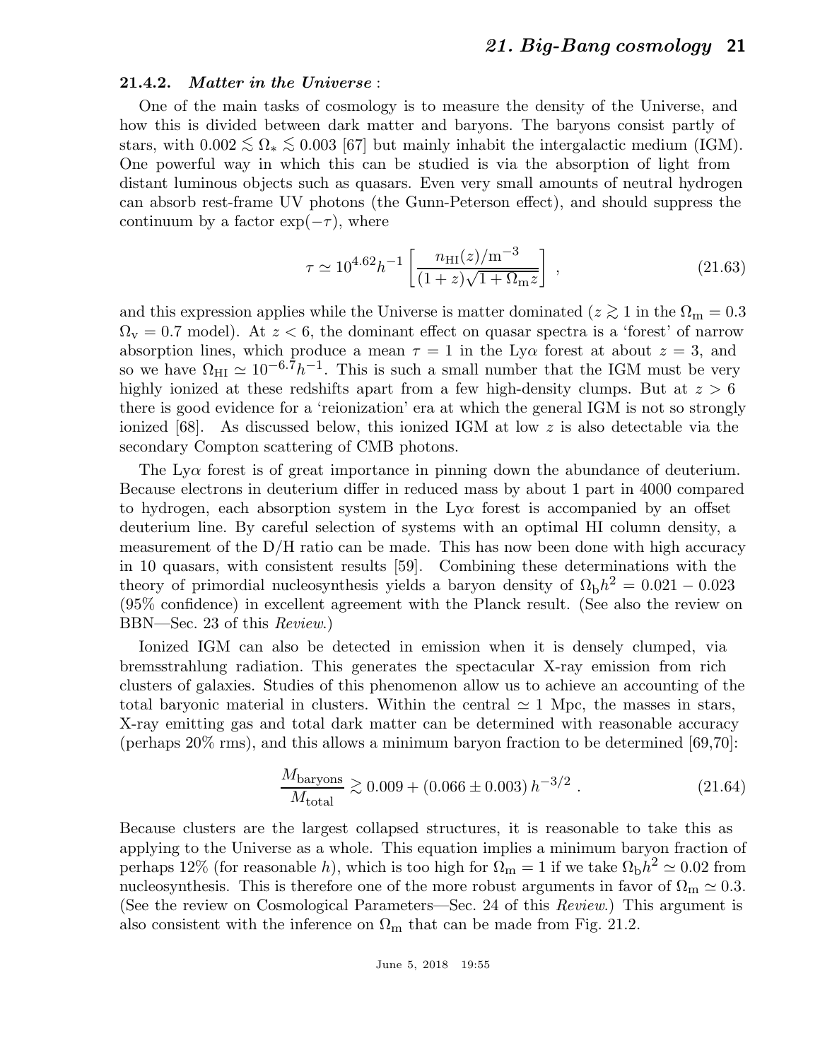### 21.4.2. *Matter in the Universe* :

One of the main tasks of cosmology is to measure the density of the Universe, and how this is divided between dark matter and baryons. The baryons consist partly of stars, with $0.002 \lesssim \Omega_* \lesssim 0.003$ [67] but mainly inhabit the intergalactic medium (IGM). One powerful way in which this can be studied is via the absorption of light from distant luminous objects such as quasars. Even very small amounts of neutral hydrogen can absorb rest-frame UV photons (the Gunn-Peterson effect), and should suppress the continuum by a factor $\exp(-\tau)$, where

$$\tau \simeq 10^{4.62} h^{-1} \left[ \frac{n_{\rm HI}(z)/{\rm m}^{-3}}{(1+z)\sqrt{1+\Omega_{\rm m} z}} \right] , \tag{21.63}$$

and this expression applies while the Universe is matter dominated ($z \gtrsim 1$ in the $\Omega_{\rm m} = 0.3$ $\Omega_{\rm v} = 0.7$ model). At $z < 6$, the dominant effect on quasar spectra is a 'forest' of narrow absorption lines, which produce a mean $\tau = 1$ in the Ly$\alpha$ forest at about $z = 3$, and so we have $\Omega_{\rm HI} \simeq 10^{-6.7} h^{-1}$. This is such a small number that the IGM must be very highly ionized at these redshifts apart from a few high-density clumps. But at $z > 6$ there is good evidence for a 'reionization' era at which the general IGM is not so strongly ionized [68]. As discussed below, this ionized IGM at low $z$ is also detectable via the secondary Compton scattering of CMB photons.

The Ly$\alpha$ forest is of great importance in pinning down the abundance of deuterium. Because electrons in deuterium differ in reduced mass by about 1 part in 4000 compared to hydrogen, each absorption system in the Ly$\alpha$ forest is accompanied by an offset deuterium line. By careful selection of systems with an optimal HI column density, a measurement of the D/H ratio can be made. This has now been done with high accuracy in 10 quasars, with consistent results [59]. Combining these determinations with the theory of primordial nucleosynthesis yields a baryon density of $\Omega_{\rm b} h^2 = 0.021 - 0.023$ (95% confidence) in excellent agreement with the Planck result. (See also the review on BBN—Sec. 23 of this *Review*.)

Ionized IGM can also be detected in emission when it is densely clumped, via bremsstrahlung radiation. This generates the spectacular X-ray emission from rich clusters of galaxies. Studies of this phenomenon allow us to achieve an accounting of the total baryonic material in clusters. Within the central $\simeq 1$ Mpc, the masses in stars, X-ray emitting gas and total dark matter can be determined with reasonable accuracy (perhaps 20% rms), and this allows a minimum baryon fraction to be determined [69,70]:

$$\frac{M_{\rm baryons}}{M_{\rm total}} \gtrsim 0.009 + (0.066 \pm 0.003)\, h^{-3/2} . \tag{21.64}$$

Because clusters are the largest collapsed structures, it is reasonable to take this as applying to the Universe as a whole. This equation implies a minimum baryon fraction of perhaps 12% (for reasonable $h$), which is too high for $\Omega_{\rm m} = 1$ if we take $\Omega_{\rm b} h^2 \simeq 0.02$ from nucleosynthesis. This is therefore one of the more robust arguments in favor of $\Omega_{\rm m} \simeq 0.3$. (See the review on Cosmological Parameters—Sec. 24 of this *Review*.) This argument is also consistent with the inference on $\Omega_{\rm m}$ that can be made from Fig. 21.2.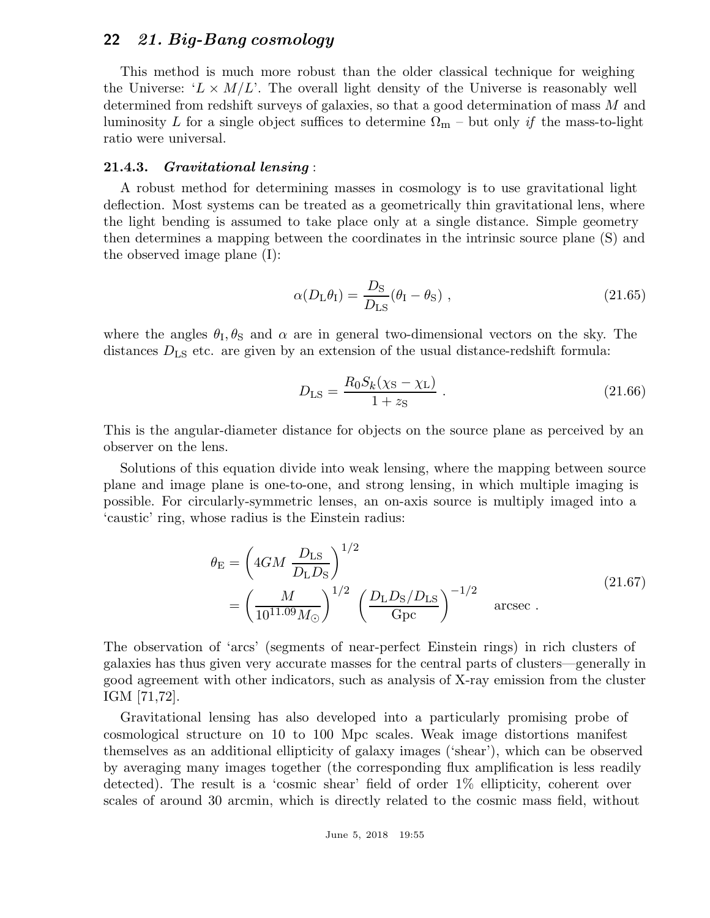This method is much more robust than the older classical technique for weighing the Universe: '$L \times M/L$'. The overall light density of the Universe is reasonably well determined from redshift surveys of galaxies, so that a good determination of mass $M$ and luminosity $L$ for a single object suffices to determine $\Omega_{\rm m}$ – but only *if* the mass-to-light ratio were universal.

### 21.4.3. *Gravitational lensing* :

A robust method for determining masses in cosmology is to use gravitational light deflection. Most systems can be treated as a geometrically thin gravitational lens, where the light bending is assumed to take place only at a single distance. Simple geometry then determines a mapping between the coordinates in the intrinsic source plane (S) and the observed image plane (I):

$$\alpha(D_{\rm L}\theta_{\rm I}) = \frac{D_{\rm S}}{D_{\rm LS}}(\theta_{\rm I} - \theta_{\rm S}) \; , \tag{21.65}$$

where the angles $\theta_{\rm I}, \theta_{\rm S}$ and $\alpha$ are in general two-dimensional vectors on the sky. The distances $D_{\rm LS}$ etc. are given by an extension of the usual distance-redshift formula:

$$D_{\rm LS} = \frac{R_0 S_k(\chi_{\rm S} - \chi_{\rm L})}{1 + z_{\rm S}} \; . \tag{21.66}$$

This is the angular-diameter distance for objects on the source plane as perceived by an observer on the lens.

Solutions of this equation divide into weak lensing, where the mapping between source plane and image plane is one-to-one, and strong lensing, in which multiple imaging is possible. For circularly-symmetric lenses, an on-axis source is multiply imaged into a 'caustic' ring, whose radius is the Einstein radius:

$$\begin{aligned} \theta_{\rm E} &= \left(4GM \; \frac{D_{\rm LS}}{D_{\rm L} D_{\rm S}}\right)^{1/2} \\ &= \left(\frac{M}{10^{11.09} M_\odot}\right)^{1/2} \; \left(\frac{D_{\rm L} D_{\rm S}/D_{\rm LS}}{\rm Gpc}\right)^{-1/2} \quad {\rm arcsec} \; . \end{aligned} \tag{21.67}$$

The observation of 'arcs' (segments of near-perfect Einstein rings) in rich clusters of galaxies has thus given very accurate masses for the central parts of clusters—generally in good agreement with other indicators, such as analysis of X-ray emission from the cluster IGM [71,72].

Gravitational lensing has also developed into a particularly promising probe of cosmological structure on 10 to 100 Mpc scales. Weak image distortions manifest themselves as an additional ellipticity of galaxy images ('shear'), which can be observed by averaging many images together (the corresponding flux amplification is less readily detected). The result is a 'cosmic shear' field of order 1% ellipticity, coherent over scales of around 30 arcmin, which is directly related to the cosmic mass field, without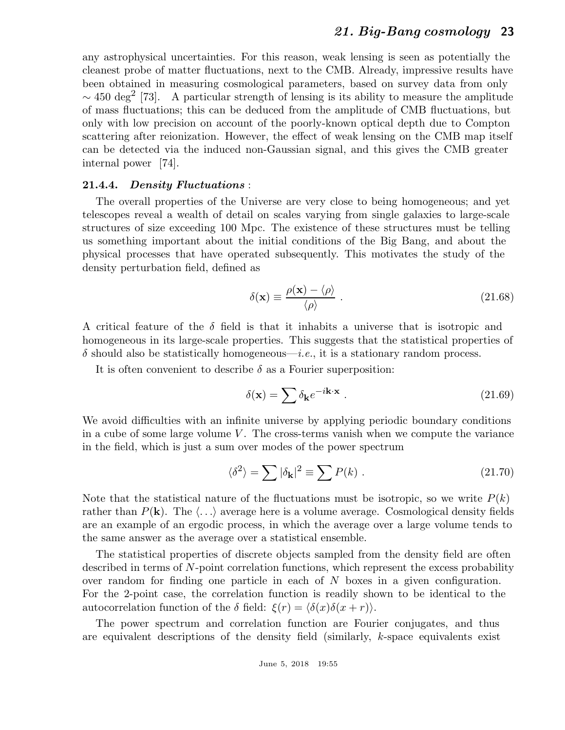any astrophysical uncertainties. For this reason, weak lensing is seen as potentially the cleanest probe of matter fluctuations, next to the CMB. Already, impressive results have been obtained in measuring cosmological parameters, based on survey data from only $\sim 450\ \mathrm{deg}^2$ [73]. A particular strength of lensing is its ability to measure the amplitude of mass fluctuations; this can be deduced from the amplitude of CMB fluctuations, but only with low precision on account of the poorly-known optical depth due to Compton scattering after reionization. However, the effect of weak lensing on the CMB map itself can be detected via the induced non-Gaussian signal, and this gives the CMB greater internal power [74].

### 21.4.4. *Density Fluctuations* :

The overall properties of the Universe are very close to being homogeneous; and yet telescopes reveal a wealth of detail on scales varying from single galaxies to large-scale structures of size exceeding 100 Mpc. The existence of these structures must be telling us something important about the initial conditions of the Big Bang, and about the physical processes that have operated subsequently. This motivates the study of the density perturbation field, defined as

$$\delta(\mathbf{x}) \equiv \frac{\rho(\mathbf{x}) - \langle\rho\rangle}{\langle\rho\rangle} \ . \tag{21.68}$$

A critical feature of the $\delta$ field is that it inhabits a universe that is isotropic and homogeneous in its large-scale properties. This suggests that the statistical properties of $\delta$ should also be statistically homogeneous—*i.e.*, it is a stationary random process.

It is often convenient to describe $\delta$ as a Fourier superposition:

$$\delta(\mathbf{x}) = \sum \delta_{\mathbf{k}} e^{-i\mathbf{k}\cdot\mathbf{x}} \ . \tag{21.69}$$

We avoid difficulties with an infinite universe by applying periodic boundary conditions in a cube of some large volume $V$. The cross-terms vanish when we compute the variance in the field, which is just a sum over modes of the power spectrum

$$\langle\delta^2\rangle = \sum |\delta_{\mathbf{k}}|^2 \equiv \sum P(k) \ . \tag{21.70}$$

Note that the statistical nature of the fluctuations must be isotropic, so we write $P(k)$ rather than $P(\mathbf{k})$. The $\langle\ldots\rangle$ average here is a volume average. Cosmological density fields are an example of an ergodic process, in which the average over a large volume tends to the same answer as the average over a statistical ensemble.

The statistical properties of discrete objects sampled from the density field are often described in terms of $N$-point correlation functions, which represent the excess probability over random for finding one particle in each of $N$ boxes in a given configuration. For the 2-point case, the correlation function is readily shown to be identical to the autocorrelation function of the $\delta$ field: $\xi(r) = \langle\delta(x)\delta(x + r)\rangle$.

The power spectrum and correlation function are Fourier conjugates, and thus are equivalent descriptions of the density field (similarly, $k$-space equivalents exist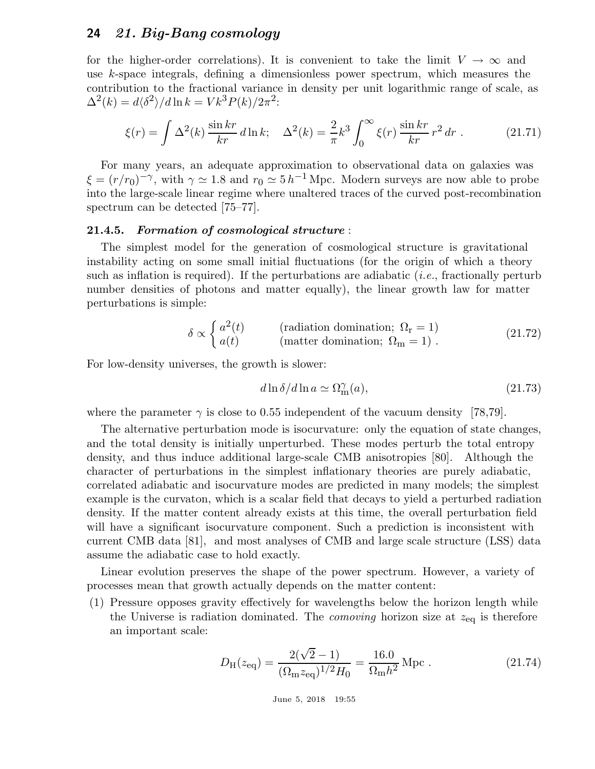for the higher-order correlations). It is convenient to take the limit $V \to \infty$ and use $k$-space integrals, defining a dimensionless power spectrum, which measures the contribution to the fractional variance in density per unit logarithmic range of scale, as $\Delta^2(k) = d\langle\delta^2\rangle/d\ln k = Vk^3P(k)/2\pi^2$:

$$\xi(r) = \int \Delta^2(k)\,\frac{\sin kr}{kr}\,d\ln k; \quad \Delta^2(k) = \frac{2}{\pi}k^3\int_0^\infty \xi(r)\,\frac{\sin kr}{kr}\,r^2\,dr\ . \tag{21.71}$$

For many years, an adequate approximation to observational data on galaxies was $\xi = (r/r_0)^{-\gamma}$, with $\gamma \simeq 1.8$ and $r_0 \simeq 5\,h^{-1}\,\mathrm{Mpc}$. Modern surveys are now able to probe into the large-scale linear regime where unaltered traces of the curved post-recombination spectrum can be detected [75–77].

### 21.4.5. *Formation of cosmological structure* :

The simplest model for the generation of cosmological structure is gravitational instability acting on some small initial fluctuations (for the origin of which a theory such as inflation is required). If the perturbations are adiabatic (*i.e.*, fractionally perturb number densities of photons and matter equally), the linear growth law for matter perturbations is simple:

$$\delta \propto \begin{cases} a^2(t) & \text{(radiation domination; } \Omega_\mathrm{r} = 1) \\ a(t) & \text{(matter domination; } \Omega_\mathrm{m} = 1)\ . \end{cases} \tag{21.72}$$

For low-density universes, the growth is slower:

$$d\ln\delta/d\ln a \simeq \Omega_\mathrm{m}^\gamma(a), \tag{21.73}$$

where the parameter $\gamma$ is close to 0.55 independent of the vacuum density [78,79].

The alternative perturbation mode is isocurvature: only the equation of state changes, and the total density is initially unperturbed. These modes perturb the total entropy density, and thus induce additional large-scale CMB anisotropies [80]. Although the character of perturbations in the simplest inflationary theories are purely adiabatic, correlated adiabatic and isocurvature modes are predicted in many models; the simplest example is the curvaton, which is a scalar field that decays to yield a perturbed radiation density. If the matter content already exists at this time, the overall perturbation field will have a significant isocurvature component. Such a prediction is inconsistent with current CMB data [81], and most analyses of CMB and large scale structure (LSS) data assume the adiabatic case to hold exactly.

Linear evolution preserves the shape of the power spectrum. However, a variety of processes mean that growth actually depends on the matter content:

(1) Pressure opposes gravity effectively for wavelengths below the horizon length while the Universe is radiation dominated. The *comoving* horizon size at $z_\mathrm{eq}$ is therefore an important scale:

$$D_\mathrm{H}(z_\mathrm{eq}) = \frac{2(\sqrt{2}-1)}{(\Omega_\mathrm{m} z_\mathrm{eq})^{1/2} H_0} = \frac{16.0}{\Omega_\mathrm{m} h^2}\,\mathrm{Mpc}\ . \tag{21.74}$$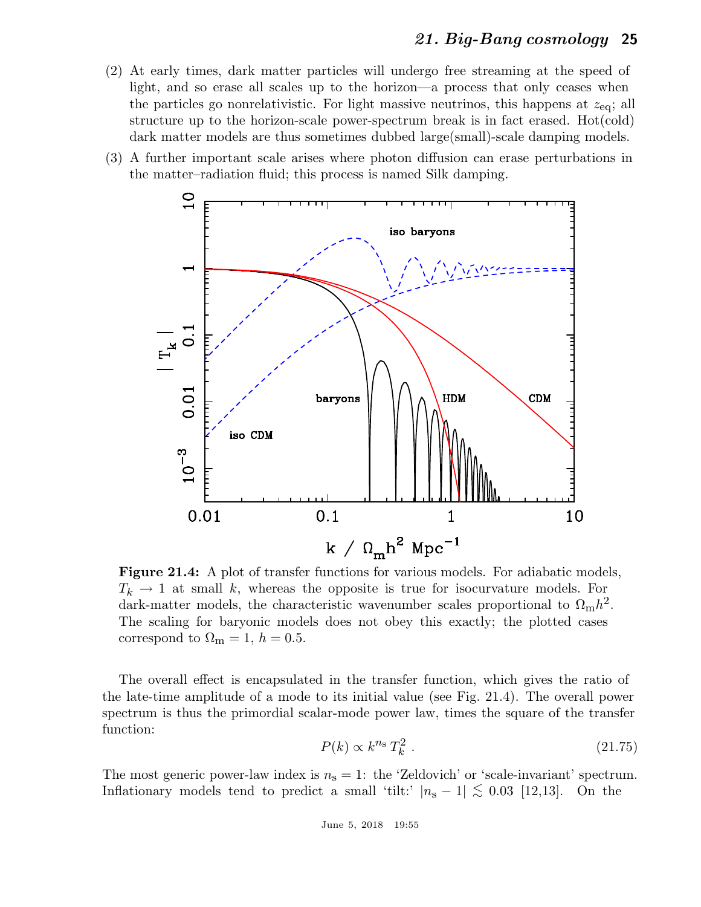(2) At early times, dark matter particles will undergo free streaming at the speed of light, and so erase all scales up to the horizon—a process that only ceases when the particles go nonrelativistic. For light massive neutrinos, this happens at $z_{\rm eq}$; all structure up to the horizon-scale power-spectrum break is in fact erased. Hot(cold) dark matter models are thus sometimes dubbed large(small)-scale damping models.

(3) A further important scale arises where photon diffusion can erase perturbations in the matter–radiation fluid; this process is named Silk damping.

**Figure 21.4:** A plot of transfer functions for various models. For adiabatic models, $T_k \to 1$ at small $k$, whereas the opposite is true for isocurvature models. For dark-matter models, the characteristic wavenumber scales proportional to $\Omega_{\rm m} h^2$. The scaling for baryonic models does not obey this exactly; the plotted cases correspond to $\Omega_{\rm m} = 1$, $h = 0.5$.

The overall effect is encapsulated in the transfer function, which gives the ratio of the late-time amplitude of a mode to its initial value (see Fig. 21.4). The overall power spectrum is thus the primordial scalar-mode power law, times the square of the transfer function:

$$P(k) \propto k^{n_{\rm s}}\, T_k^2 \; . \tag{21.75}$$

The most generic power-law index is $n_{\rm s} = 1$: the 'Zeldovich' or 'scale-invariant' spectrum. Inflationary models tend to predict a small 'tilt:' $|n_{\rm s} - 1| \lesssim 0.03$ [12,13]. On the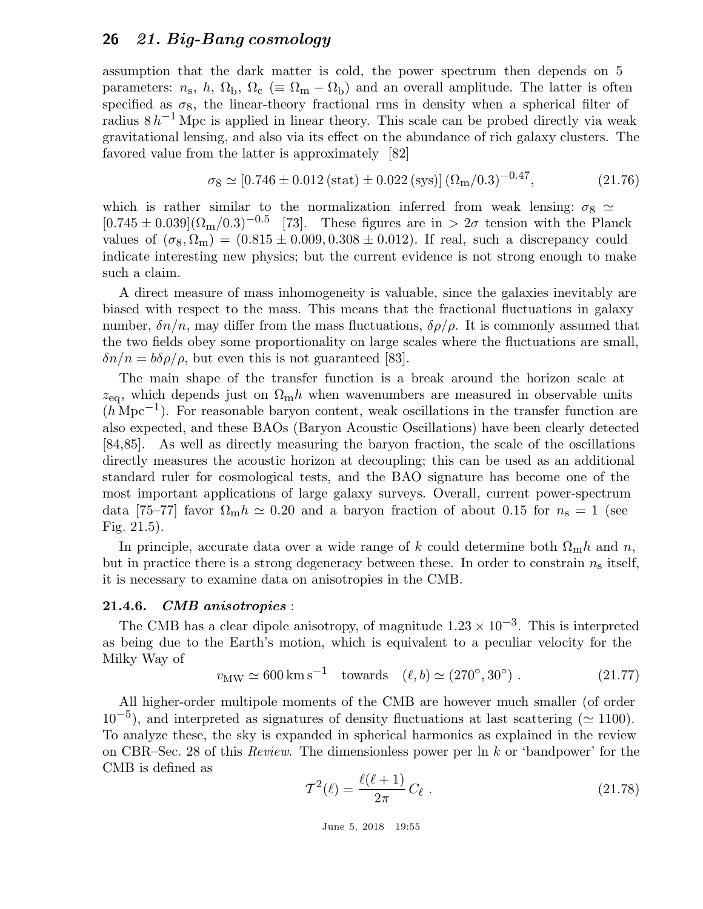assumption that the dark matter is cold, the power spectrum then depends on 5 parameters: $n_\mathrm{s}$, $h$, $\Omega_\mathrm{b}$, $\Omega_\mathrm{c}$ ($\equiv \Omega_\mathrm{m} - \Omega_\mathrm{b}$) and an overall amplitude. The latter is often specified as $\sigma_8$, the linear-theory fractional rms in density when a spherical filter of radius $8\,h^{-1}\,\mathrm{Mpc}$ is applied in linear theory. This scale can be probed directly via weak gravitational lensing, and also via its effect on the abundance of rich galaxy clusters. The favored value from the latter is approximately [82]

$$\sigma_8 \simeq [0.746 \pm 0.012\,(\mathrm{stat}) \pm 0.022\,(\mathrm{sys})]\,(\Omega_\mathrm{m}/0.3)^{-0.47}, \tag{21.76}$$

which is rather similar to the normalization inferred from weak lensing: $\sigma_8 \simeq [0.745 \pm 0.039](\Omega_\mathrm{m}/0.3)^{-0.5}$ [73]. These figures are in $> 2\sigma$ tension with the Planck values of $(\sigma_8, \Omega_\mathrm{m}) = (0.815 \pm 0.009, 0.308 \pm 0.012)$. If real, such a discrepancy could indicate interesting new physics; but the current evidence is not strong enough to make such a claim.

A direct measure of mass inhomogeneity is valuable, since the galaxies inevitably are biased with respect to the mass. This means that the fractional fluctuations in galaxy number, $\delta n/n$, may differ from the mass fluctuations, $\delta\rho/\rho$. It is commonly assumed that the two fields obey some proportionality on large scales where the fluctuations are small, $\delta n/n = b\delta\rho/\rho$, but even this is not guaranteed [83].

The main shape of the transfer function is a break around the horizon scale at $z_\mathrm{eq}$, which depends just on $\Omega_\mathrm{m}h$ when wavenumbers are measured in observable units ($h\,\mathrm{Mpc}^{-1}$). For reasonable baryon content, weak oscillations in the transfer function are also expected, and these BAOs (Baryon Acoustic Oscillations) have been clearly detected [84,85]. As well as directly measuring the baryon fraction, the scale of the oscillations directly measures the acoustic horizon at decoupling; this can be used as an additional standard ruler for cosmological tests, and the BAO signature has become one of the most important applications of large galaxy surveys. Overall, current power-spectrum data [75–77] favor $\Omega_\mathrm{m}h \simeq 0.20$ and a baryon fraction of about 0.15 for $n_\mathrm{s} = 1$ (see Fig. 21.5).

In principle, accurate data over a wide range of $k$ could determine both $\Omega_\mathrm{m}h$ and $n$, but in practice there is a strong degeneracy between these. In order to constrain $n_\mathrm{s}$ itself, it is necessary to examine data on anisotropies in the CMB.

### 21.4.6. *CMB anisotropies* :

The CMB has a clear dipole anisotropy, of magnitude $1.23 \times 10^{-3}$. This is interpreted as being due to the Earth's motion, which is equivalent to a peculiar velocity for the Milky Way of

$$v_\mathrm{MW} \simeq 600\,\mathrm{km\,s^{-1}} \quad \text{towards} \quad (\ell, b) \simeq (270^\circ, 30^\circ)\ . \tag{21.77}$$

All higher-order multipole moments of the CMB are however much smaller (of order $10^{-5}$), and interpreted as signatures of density fluctuations at last scattering ($\simeq 1100$). To analyze these, the sky is expanded in spherical harmonics as explained in the review on CBR–Sec. 28 of this *Review*. The dimensionless power per ln $k$ or 'bandpower' for the CMB is defined as

$$\mathcal{T}^2(\ell) = \frac{\ell(\ell+1)}{2\pi}\, C_\ell\ . \tag{21.78}$$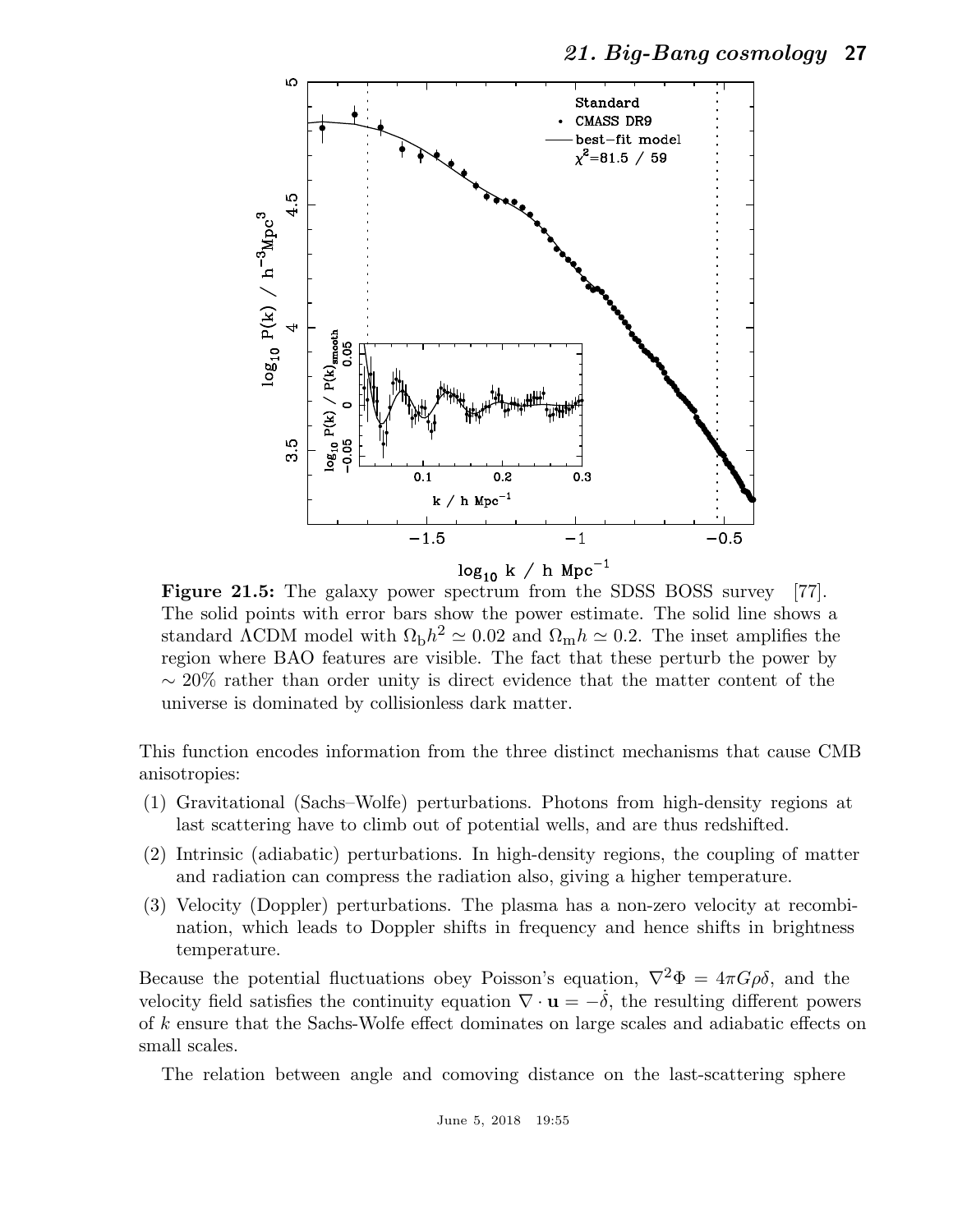**Figure 21.5:** The galaxy power spectrum from the SDSS BOSS survey [77]. The solid points with error bars show the power estimate. The solid line shows a standard ΛCDM model with $\Omega_{\rm b}h^2 \simeq 0.02$ and $\Omega_{\rm m}h \simeq 0.2$. The inset amplifies the region where BAO features are visible. The fact that these perturb the power by $\sim 20\%$ rather than order unity is direct evidence that the matter content of the universe is dominated by collisionless dark matter.

This function encodes information from the three distinct mechanisms that cause CMB anisotropies:

(1) Gravitational (Sachs–Wolfe) perturbations. Photons from high-density regions at last scattering have to climb out of potential wells, and are thus redshifted.

(2) Intrinsic (adiabatic) perturbations. In high-density regions, the coupling of matter and radiation can compress the radiation also, giving a higher temperature.

(3) Velocity (Doppler) perturbations. The plasma has a non-zero velocity at recombination, which leads to Doppler shifts in frequency and hence shifts in brightness temperature.

Because the potential fluctuations obey Poisson's equation, $\nabla^2\Phi = 4\pi G\rho\delta$, and the velocity field satisfies the continuity equation $\nabla \cdot \mathbf{u} = -\dot{\delta}$, the resulting different powers of $k$ ensure that the Sachs-Wolfe effect dominates on large scales and adiabatic effects on small scales.

The relation between angle and comoving distance on the last-scattering sphere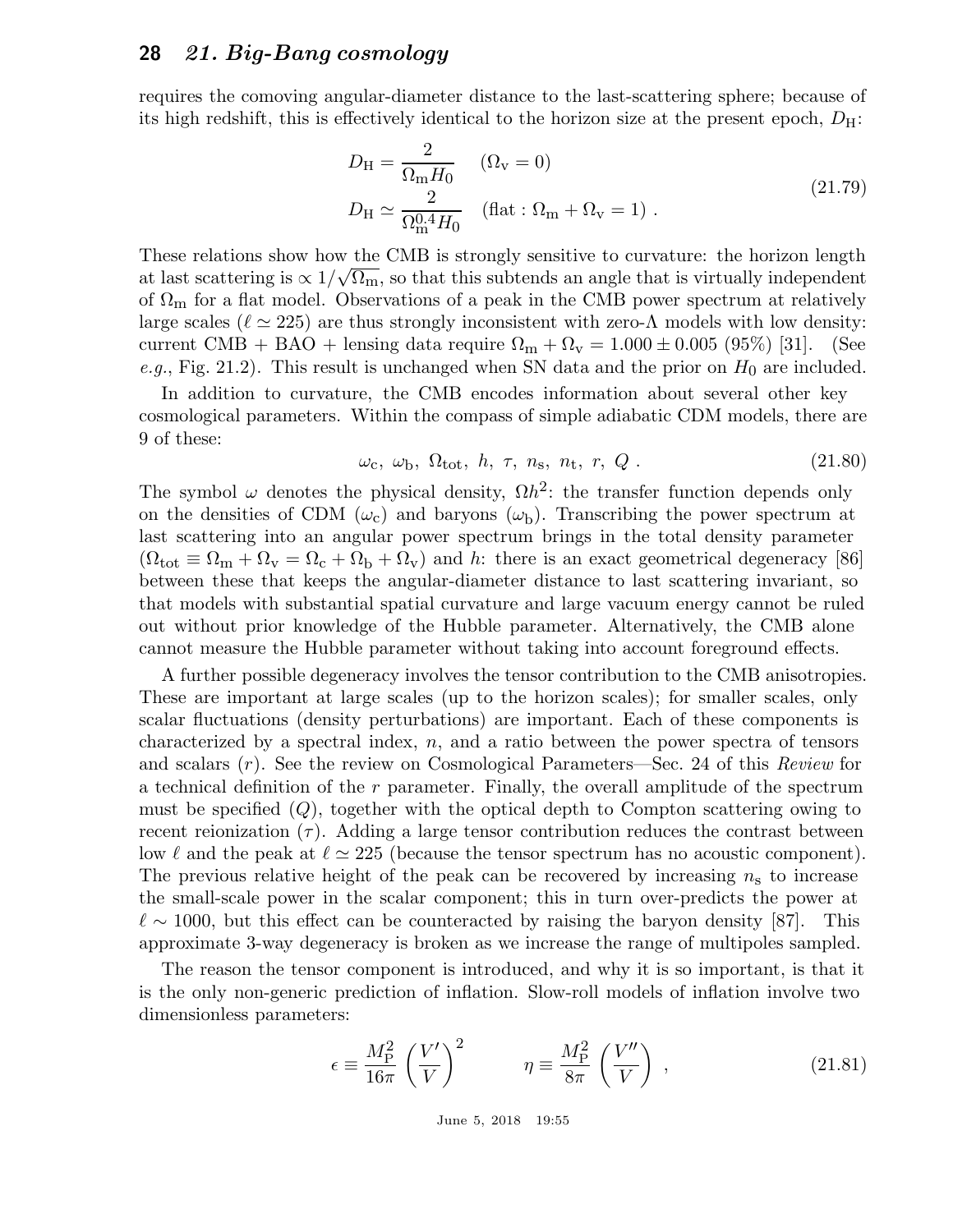requires the comoving angular-diameter distance to the last-scattering sphere; because of its high redshift, this is effectively identical to the horizon size at the present epoch, $D_{\rm H}$:

$$
\begin{aligned}
D_{\rm H} &= \frac{2}{\Omega_{\rm m} H_0} \quad (\Omega_{\rm v} = 0) \\
D_{\rm H} &\simeq \frac{2}{\Omega_{\rm m}^{0.4} H_0} \quad (\text{flat} : \Omega_{\rm m} + \Omega_{\rm v} = 1) \; .
\end{aligned}
\tag{21.79}
$$

These relations show how the CMB is strongly sensitive to curvature: the horizon length at last scattering is $\propto 1/\sqrt{\Omega_{\rm m}}$, so that this subtends an angle that is virtually independent of $\Omega_{\rm m}$ for a flat model. Observations of a peak in the CMB power spectrum at relatively large scales ($\ell \simeq 225$) are thus strongly inconsistent with zero-$\Lambda$ models with low density: current CMB + BAO + lensing data require $\Omega_{\rm m} + \Omega_{\rm v} = 1.000 \pm 0.005$ (95%) [31]. (See *e.g.*, Fig. 21.2). This result is unchanged when SN data and the prior on $H_0$ are included.

In addition to curvature, the CMB encodes information about several other key cosmological parameters. Within the compass of simple adiabatic CDM models, there are 9 of these:

$$
\omega_{\rm c}, \; \omega_{\rm b}, \; \Omega_{\rm tot}, \; h, \; \tau, \; n_{\rm s}, \; n_{\rm t}, \; r, \; Q \; . \tag{21.80}
$$

The symbol $\omega$ denotes the physical density, $\Omega h^2$: the transfer function depends only on the densities of CDM ($\omega_{\rm c}$) and baryons ($\omega_{\rm b}$). Transcribing the power spectrum at last scattering into an angular power spectrum brings in the total density parameter ($\Omega_{\rm tot} \equiv \Omega_{\rm m} + \Omega_{\rm v} = \Omega_{\rm c} + \Omega_{\rm b} + \Omega_{\rm v}$) and $h$: there is an exact geometrical degeneracy [86] between these that keeps the angular-diameter distance to last scattering invariant, so that models with substantial spatial curvature and large vacuum energy cannot be ruled out without prior knowledge of the Hubble parameter. Alternatively, the CMB alone cannot measure the Hubble parameter without taking into account foreground effects.

A further possible degeneracy involves the tensor contribution to the CMB anisotropies. These are important at large scales (up to the horizon scales); for smaller scales, only scalar fluctuations (density perturbations) are important. Each of these components is characterized by a spectral index, $n$, and a ratio between the power spectra of tensors and scalars ($r$). See the review on Cosmological Parameters—Sec. 24 of this *Review* for a technical definition of the $r$ parameter. Finally, the overall amplitude of the spectrum must be specified ($Q$), together with the optical depth to Compton scattering owing to recent reionization ($\tau$). Adding a large tensor contribution reduces the contrast between low $\ell$ and the peak at $\ell \simeq 225$ (because the tensor spectrum has no acoustic component). The previous relative height of the peak can be recovered by increasing $n_{\rm s}$ to increase the small-scale power in the scalar component; this in turn over-predicts the power at $\ell \sim 1000$, but this effect can be counteracted by raising the baryon density [87]. This approximate 3-way degeneracy is broken as we increase the range of multipoles sampled.

The reason the tensor component is introduced, and why it is so important, is that it is the only non-generic prediction of inflation. Slow-roll models of inflation involve two dimensionless parameters:

$$
\epsilon \equiv \frac{M_{\rm P}^2}{16\pi} \left( \frac{V'}{V} \right)^2 \qquad \eta \equiv \frac{M_{\rm P}^2}{8\pi} \left( \frac{V''}{V} \right) \; , \tag{21.81}
$$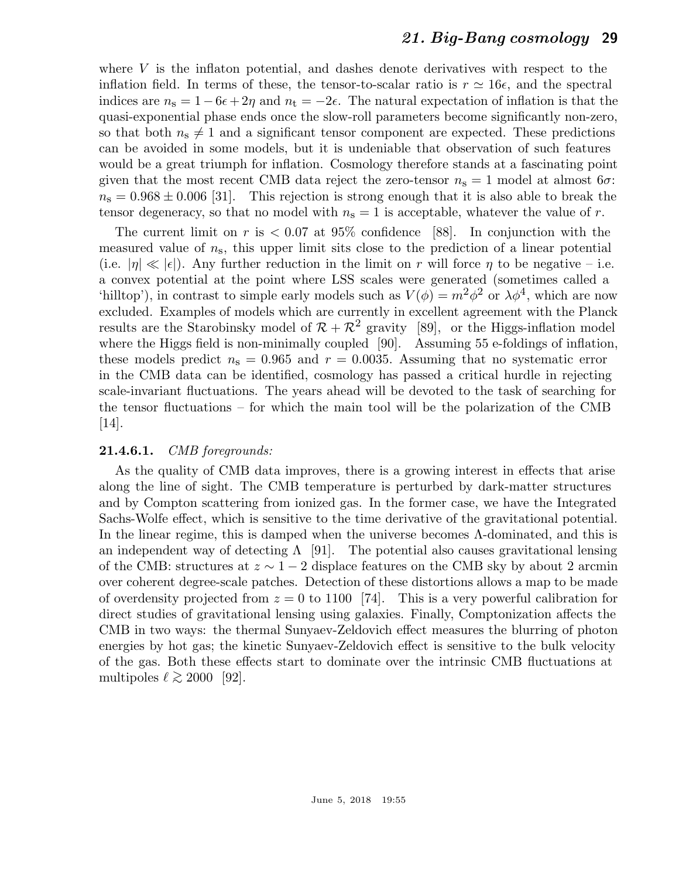where $V$ is the inflaton potential, and dashes denote derivatives with respect to the inflation field. In terms of these, the tensor-to-scalar ratio is $r \simeq 16\epsilon$, and the spectral indices are $n_{\rm s} = 1 - 6\epsilon + 2\eta$ and $n_{\rm t} = -2\epsilon$. The natural expectation of inflation is that the quasi-exponential phase ends once the slow-roll parameters become significantly non-zero, so that both $n_{\rm s} \neq 1$ and a significant tensor component are expected. These predictions can be avoided in some models, but it is undeniable that observation of such features would be a great triumph for inflation. Cosmology therefore stands at a fascinating point given that the most recent CMB data reject the zero-tensor $n_{\rm s} = 1$ model at almost $6\sigma$: $n_{\rm s} = 0.968 \pm 0.006$ [31]. This rejection is strong enough that it is also able to break the tensor degeneracy, so that no model with $n_{\rm s} = 1$ is acceptable, whatever the value of $r$.

The current limit on $r$ is $< 0.07$ at 95% confidence [88]. In conjunction with the measured value of $n_{\rm s}$, this upper limit sits close to the prediction of a linear potential (i.e. $|\eta| \ll |\epsilon|$). Any further reduction in the limit on $r$ will force $\eta$ to be negative – i.e. a convex potential at the point where LSS scales were generated (sometimes called a 'hilltop'), in contrast to simple early models such as $V(\phi) = m^2\phi^2$ or $\lambda\phi^4$, which are now excluded. Examples of models which are currently in excellent agreement with the Planck results are the Starobinsky model of $\mathcal{R} + \mathcal{R}^2$ gravity [89], or the Higgs-inflation model where the Higgs field is non-minimally coupled [90]. Assuming 55 e-foldings of inflation, these models predict $n_{\rm s} = 0.965$ and $r = 0.0035$. Assuming that no systematic error in the CMB data can be identified, cosmology has passed a critical hurdle in rejecting scale-invariant fluctuations. The years ahead will be devoted to the task of searching for the tensor fluctuations – for which the main tool will be the polarization of the CMB [14].

**21.4.6.1.** *CMB foregrounds:*

As the quality of CMB data improves, there is a growing interest in effects that arise along the line of sight. The CMB temperature is perturbed by dark-matter structures and by Compton scattering from ionized gas. In the former case, we have the Integrated Sachs-Wolfe effect, which is sensitive to the time derivative of the gravitational potential. In the linear regime, this is damped when the universe becomes $\Lambda$-dominated, and this is an independent way of detecting $\Lambda$ [91]. The potential also causes gravitational lensing of the CMB: structures at $z \sim 1 - 2$ displace features on the CMB sky by about 2 arcmin over coherent degree-scale patches. Detection of these distortions allows a map to be made of overdensity projected from $z = 0$ to 1100 [74]. This is a very powerful calibration for direct studies of gravitational lensing using galaxies. Finally, Comptonization affects the CMB in two ways: the thermal Sunyaev-Zeldovich effect measures the blurring of photon energies by hot gas; the kinetic Sunyaev-Zeldovich effect is sensitive to the bulk velocity of the gas. Both these effects start to dominate over the intrinsic CMB fluctuations at multipoles $\ell \gtrsim 2000$ [92].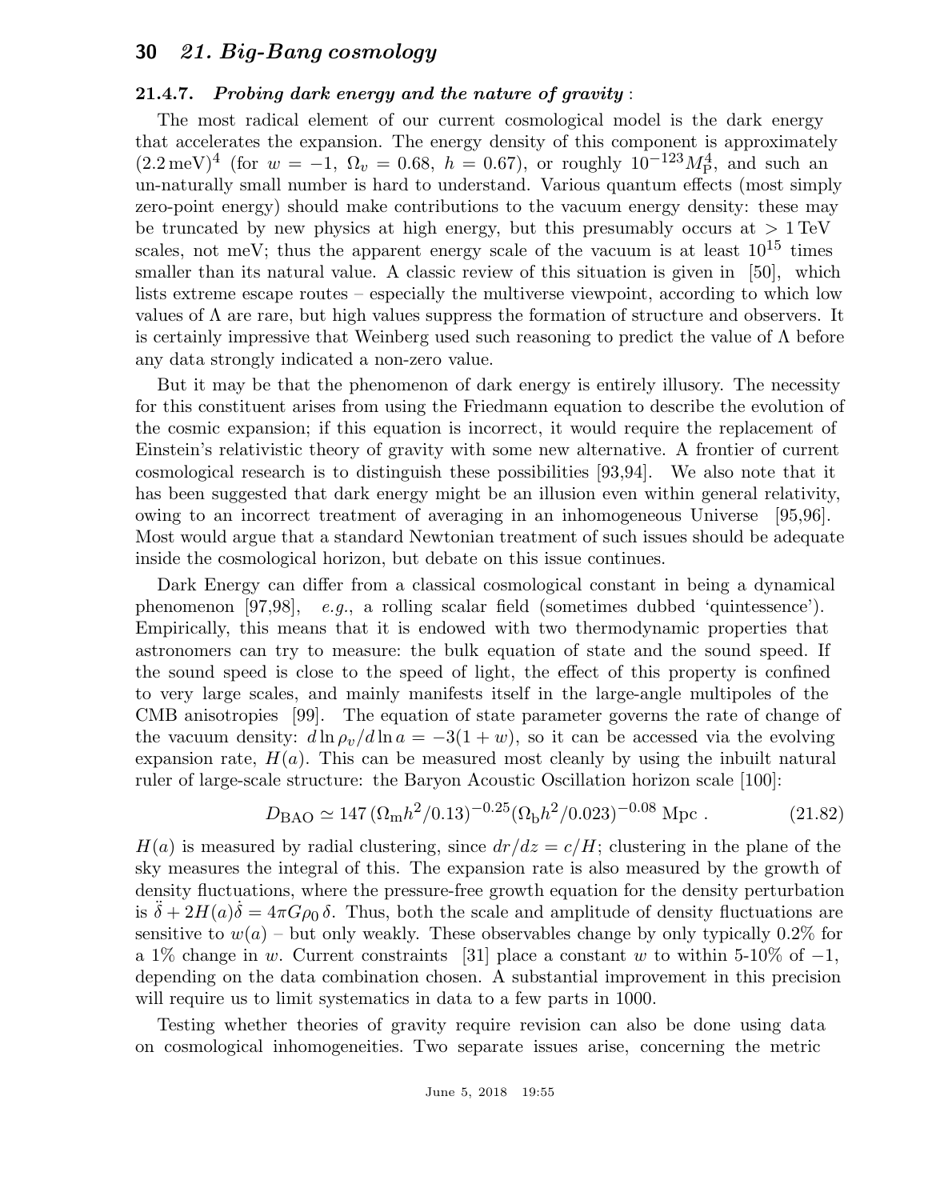### 21.4.7. *Probing dark energy and the nature of gravity* :

The most radical element of our current cosmological model is the dark energy that accelerates the expansion. The energy density of this component is approximately $(2.2\,\mathrm{meV})^4$ (for $w = -1$, $\Omega_v = 0.68$, $h = 0.67$), or roughly $10^{-123}M_\mathrm{P}^4$, and such an un-naturally small number is hard to understand. Various quantum effects (most simply zero-point energy) should make contributions to the vacuum energy density: these may be truncated by new physics at high energy, but this presumably occurs at $> 1\,\mathrm{TeV}$ scales, not meV; thus the apparent energy scale of the vacuum is at least $10^{15}$ times smaller than its natural value. A classic review of this situation is given in [50], which lists extreme escape routes – especially the multiverse viewpoint, according to which low values of $\Lambda$ are rare, but high values suppress the formation of structure and observers. It is certainly impressive that Weinberg used such reasoning to predict the value of $\Lambda$ before any data strongly indicated a non-zero value.

But it may be that the phenomenon of dark energy is entirely illusory. The necessity for this constituent arises from using the Friedmann equation to describe the evolution of the cosmic expansion; if this equation is incorrect, it would require the replacement of Einstein's relativistic theory of gravity with some new alternative. A frontier of current cosmological research is to distinguish these possibilities [93,94]. We also note that it has been suggested that dark energy might be an illusion even within general relativity, owing to an incorrect treatment of averaging in an inhomogeneous Universe [95,96]. Most would argue that a standard Newtonian treatment of such issues should be adequate inside the cosmological horizon, but debate on this issue continues.

Dark Energy can differ from a classical cosmological constant in being a dynamical phenomenon [97,98], *e.g.*, a rolling scalar field (sometimes dubbed 'quintessence'). Empirically, this means that it is endowed with two thermodynamic properties that astronomers can try to measure: the bulk equation of state and the sound speed. If the sound speed is close to the speed of light, the effect of this property is confined to very large scales, and mainly manifests itself in the large-angle multipoles of the CMB anisotropies [99]. The equation of state parameter governs the rate of change of the vacuum density: $d\ln\rho_v/d\ln a = -3(1+w)$, so it can be accessed via the evolving expansion rate, $H(a)$. This can be measured most cleanly by using the inbuilt natural ruler of large-scale structure: the Baryon Acoustic Oscillation horizon scale [100]:

$$D_\mathrm{BAO} \simeq 147\,(\Omega_\mathrm{m}h^2/0.13)^{-0.25}(\Omega_\mathrm{b}h^2/0.023)^{-0.08}\ \mathrm{Mpc}\ . \tag{21.82}$$

$H(a)$ is measured by radial clustering, since $dr/dz = c/H$; clustering in the plane of the sky measures the integral of this. The expansion rate is also measured by the growth of density fluctuations, where the pressure-free growth equation for the density perturbation is $\ddot\delta + 2H(a)\dot\delta = 4\pi G\rho_0\,\delta$. Thus, both the scale and amplitude of density fluctuations are sensitive to $w(a)$ – but only weakly. These observables change by only typically 0.2% for a 1% change in $w$. Current constraints [31] place a constant $w$ to within 5-10% of $-1$, depending on the data combination chosen. A substantial improvement in this precision will require us to limit systematics in data to a few parts in 1000.

Testing whether theories of gravity require revision can also be done using data on cosmological inhomogeneities. Two separate issues arise, concerning the metric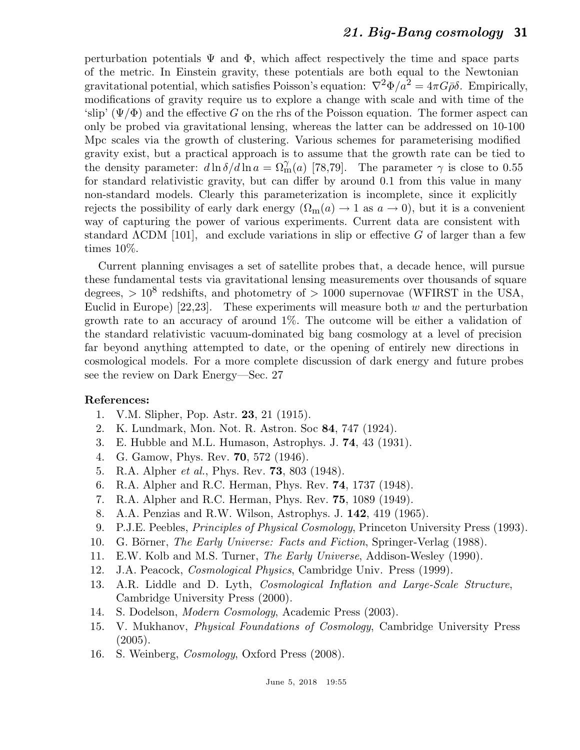perturbation potentials $\Psi$ and $\Phi$, which affect respectively the time and space parts of the metric. In Einstein gravity, these potentials are both equal to the Newtonian gravitational potential, which satisfies Poisson's equation: $\nabla^2\Phi/a^2 = 4\pi G\bar{\rho}\delta$. Empirically, modifications of gravity require us to explore a change with scale and with time of the 'slip' ($\Psi/\Phi$) and the effective $G$ on the rhs of the Poisson equation. The former aspect can only be probed via gravitational lensing, whereas the latter can be addressed on 10-100 Mpc scales via the growth of clustering. Various schemes for parameterising modified gravity exist, but a practical approach is to assume that the growth rate can be tied to the density parameter: $d\ln\delta/d\ln a = \Omega_{\rm m}^{\gamma}(a)$ [78,79]. The parameter $\gamma$ is close to 0.55 for standard relativistic gravity, but can differ by around 0.1 from this value in many non-standard models. Clearly this parameterization is incomplete, since it explicitly rejects the possibility of early dark energy ($\Omega_{\rm m}(a) \to 1$ as $a \to 0$), but it is a convenient way of capturing the power of various experiments. Current data are consistent with standard $\Lambda$CDM [101], and exclude variations in slip or effective $G$ of larger than a few times 10%.

Current planning envisages a set of satellite probes that, a decade hence, will pursue these fundamental tests via gravitational lensing measurements over thousands of square degrees, $> 10^8$ redshifts, and photometry of $> 1000$ supernovae (WFIRST in the USA, Euclid in Europe) [22,23]. These experiments will measure both $w$ and the perturbation growth rate to an accuracy of around 1%. The outcome will be either a validation of the standard relativistic vacuum-dominated big bang cosmology at a level of precision far beyond anything attempted to date, or the opening of entirely new directions in cosmological models. For a more complete discussion of dark energy and future probes see the review on Dark Energy—Sec. 27

**References:**

1. V.M. Slipher, Pop. Astr. **23**, 21 (1915).
2. K. Lundmark, Mon. Not. R. Astron. Soc **84**, 747 (1924).
3. E. Hubble and M.L. Humason, Astrophys. J. **74**, 43 (1931).
4. G. Gamow, Phys. Rev. **70**, 572 (1946).
5. R.A. Alpher *et al.*, Phys. Rev. **73**, 803 (1948).
6. R.A. Alpher and R.C. Herman, Phys. Rev. **74**, 1737 (1948).
7. R.A. Alpher and R.C. Herman, Phys. Rev. **75**, 1089 (1949).
8. A.A. Penzias and R.W. Wilson, Astrophys. J. **142**, 419 (1965).
9. P.J.E. Peebles, *Principles of Physical Cosmology*, Princeton University Press (1993).
10. G. Börner, *The Early Universe: Facts and Fiction*, Springer-Verlag (1988).
11. E.W. Kolb and M.S. Turner, *The Early Universe*, Addison-Wesley (1990).
12. J.A. Peacock, *Cosmological Physics*, Cambridge Univ. Press (1999).
13. A.R. Liddle and D. Lyth, *Cosmological Inflation and Large-Scale Structure*, Cambridge University Press (2000).
14. S. Dodelson, *Modern Cosmology*, Academic Press (2003).
15. V. Mukhanov, *Physical Foundations of Cosmology*, Cambridge University Press (2005).
16. S. Weinberg, *Cosmology*, Oxford Press (2008).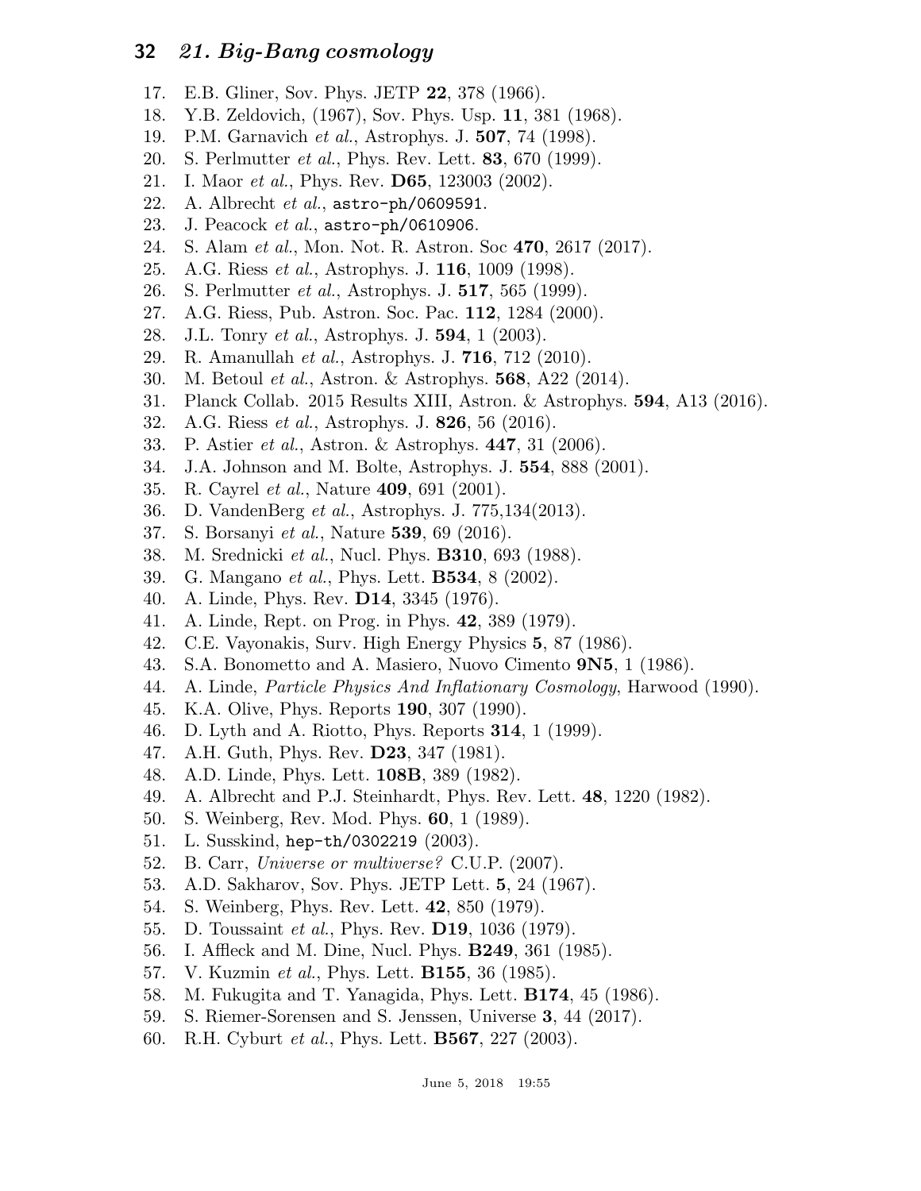17. E.B. Gliner, Sov. Phys. JETP **22**, 378 (1966).
18. Y.B. Zeldovich, (1967), Sov. Phys. Usp. **11**, 381 (1968).
19. P.M. Garnavich *et al.*, Astrophys. J. **507**, 74 (1998).
20. S. Perlmutter *et al.*, Phys. Rev. Lett. **83**, 670 (1999).
21. I. Maor *et al.*, Phys. Rev. **D65**, 123003 (2002).
22. A. Albrecht *et al.*, astro-ph/0609591.
23. J. Peacock *et al.*, astro-ph/0610906.
24. S. Alam *et al.*, Mon. Not. R. Astron. Soc **470**, 2617 (2017).
25. A.G. Riess *et al.*, Astrophys. J. **116**, 1009 (1998).
26. S. Perlmutter *et al.*, Astrophys. J. **517**, 565 (1999).
27. A.G. Riess, Pub. Astron. Soc. Pac. **112**, 1284 (2000).
28. J.L. Tonry *et al.*, Astrophys. J. **594**, 1 (2003).
29. R. Amanullah *et al.*, Astrophys. J. **716**, 712 (2010).
30. M. Betoul *et al.*, Astron. & Astrophys. **568**, A22 (2014).
31. Planck Collab. 2015 Results XIII, Astron. & Astrophys. **594**, A13 (2016).
32. A.G. Riess *et al.*, Astrophys. J. **826**, 56 (2016).
33. P. Astier *et al.*, Astron. & Astrophys. **447**, 31 (2006).
34. J.A. Johnson and M. Bolte, Astrophys. J. **554**, 888 (2001).
35. R. Cayrel *et al.*, Nature **409**, 691 (2001).
36. D. VandenBerg *et al.*, Astrophys. J. 775,134(2013).
37. S. Borsanyi *et al.*, Nature **539**, 69 (2016).
38. M. Srednicki *et al.*, Nucl. Phys. **B310**, 693 (1988).
39. G. Mangano *et al.*, Phys. Lett. **B534**, 8 (2002).
40. A. Linde, Phys. Rev. **D14**, 3345 (1976).
41. A. Linde, Rept. on Prog. in Phys. **42**, 389 (1979).
42. C.E. Vayonakis, Surv. High Energy Physics **5**, 87 (1986).
43. S.A. Bonometto and A. Masiero, Nuovo Cimento **9N5**, 1 (1986).
44. A. Linde, *Particle Physics And Inflationary Cosmology*, Harwood (1990).
45. K.A. Olive, Phys. Reports **190**, 307 (1990).
46. D. Lyth and A. Riotto, Phys. Reports **314**, 1 (1999).
47. A.H. Guth, Phys. Rev. **D23**, 347 (1981).
48. A.D. Linde, Phys. Lett. **108B**, 389 (1982).
49. A. Albrecht and P.J. Steinhardt, Phys. Rev. Lett. **48**, 1220 (1982).
50. S. Weinberg, Rev. Mod. Phys. **60**, 1 (1989).
51. L. Susskind, hep-th/0302219 (2003).
52. B. Carr, *Universe or multiverse?* C.U.P. (2007).
53. A.D. Sakharov, Sov. Phys. JETP Lett. **5**, 24 (1967).
54. S. Weinberg, Phys. Rev. Lett. **42**, 850 (1979).
55. D. Toussaint *et al.*, Phys. Rev. **D19**, 1036 (1979).
56. I. Affleck and M. Dine, Nucl. Phys. **B249**, 361 (1985).
57. V. Kuzmin *et al.*, Phys. Lett. **B155**, 36 (1985).
58. M. Fukugita and T. Yanagida, Phys. Lett. **B174**, 45 (1986).
59. S. Riemer-Sorensen and S. Jenssen, Universe **3**, 44 (2017).
60. R.H. Cyburt *et al.*, Phys. Lett. **B567**, 227 (2003).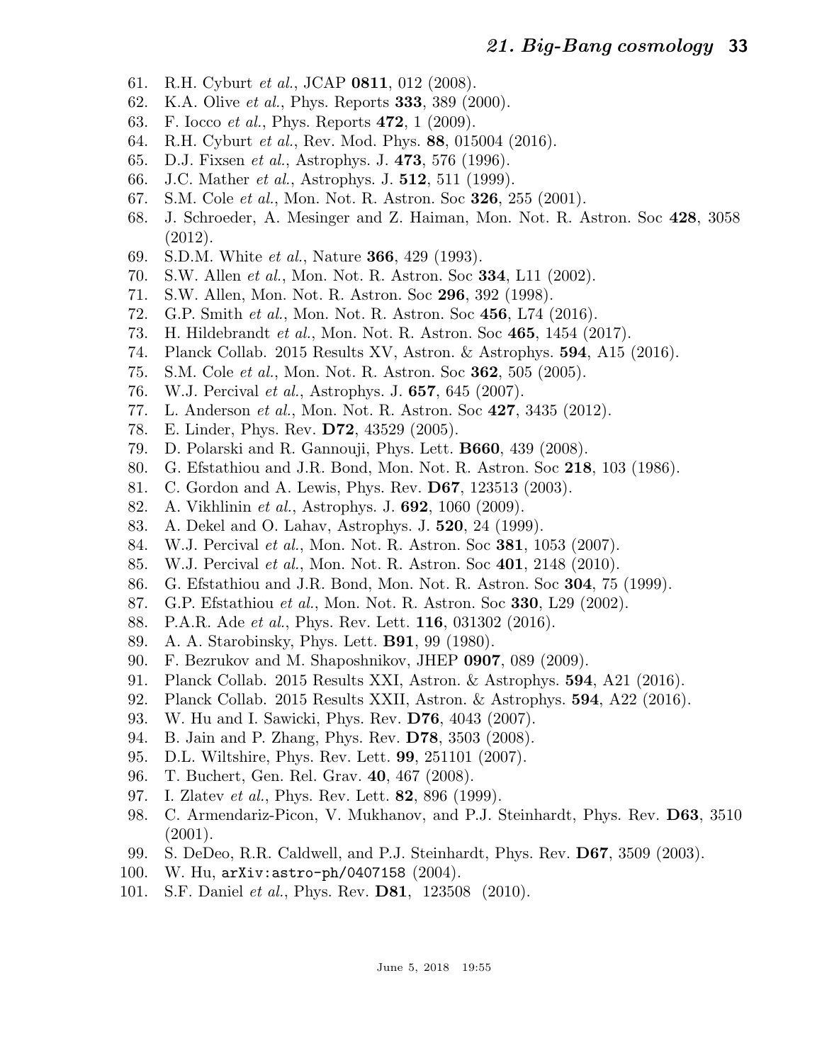61. R.H. Cyburt *et al.*, JCAP **0811**, 012 (2008).
62. K.A. Olive *et al.*, Phys. Reports **333**, 389 (2000).
63. F. Iocco *et al.*, Phys. Reports **472**, 1 (2009).
64. R.H. Cyburt *et al.*, Rev. Mod. Phys. **88**, 015004 (2016).
65. D.J. Fixsen *et al.*, Astrophys. J. **473**, 576 (1996).
66. J.C. Mather *et al.*, Astrophys. J. **512**, 511 (1999).
67. S.M. Cole *et al.*, Mon. Not. R. Astron. Soc **326**, 255 (2001).
68. J. Schroeder, A. Mesinger and Z. Haiman, Mon. Not. R. Astron. Soc **428**, 3058 (2012).
69. S.D.M. White *et al.*, Nature **366**, 429 (1993).
70. S.W. Allen *et al.*, Mon. Not. R. Astron. Soc **334**, L11 (2002).
71. S.W. Allen, Mon. Not. R. Astron. Soc **296**, 392 (1998).
72. G.P. Smith *et al.*, Mon. Not. R. Astron. Soc **456**, L74 (2016).
73. H. Hildebrandt *et al.*, Mon. Not. R. Astron. Soc **465**, 1454 (2017).
74. Planck Collab. 2015 Results XV, Astron. & Astrophys. **594**, A15 (2016).
75. S.M. Cole *et al.*, Mon. Not. R. Astron. Soc **362**, 505 (2005).
76. W.J. Percival *et al.*, Astrophys. J. **657**, 645 (2007).
77. L. Anderson *et al.*, Mon. Not. R. Astron. Soc **427**, 3435 (2012).
78. E. Linder, Phys. Rev. **D72**, 43529 (2005).
79. D. Polarski and R. Gannouji, Phys. Lett. **B660**, 439 (2008).
80. G. Efstathiou and J.R. Bond, Mon. Not. R. Astron. Soc **218**, 103 (1986).
81. C. Gordon and A. Lewis, Phys. Rev. **D67**, 123513 (2003).
82. A. Vikhlinin *et al.*, Astrophys. J. **692**, 1060 (2009).
83. A. Dekel and O. Lahav, Astrophys. J. **520**, 24 (1999).
84. W.J. Percival *et al.*, Mon. Not. R. Astron. Soc **381**, 1053 (2007).
85. W.J. Percival *et al.*, Mon. Not. R. Astron. Soc **401**, 2148 (2010).
86. G. Efstathiou and J.R. Bond, Mon. Not. R. Astron. Soc **304**, 75 (1999).
87. G.P. Efstathiou *et al.*, Mon. Not. R. Astron. Soc **330**, L29 (2002).
88. P.A.R. Ade *et al.*, Phys. Rev. Lett. **116**, 031302 (2016).
89. A. A. Starobinsky, Phys. Lett. **B91**, 99 (1980).
90. F. Bezrukov and M. Shaposhnikov, JHEP **0907**, 089 (2009).
91. Planck Collab. 2015 Results XXI, Astron. & Astrophys. **594**, A21 (2016).
92. Planck Collab. 2015 Results XXII, Astron. & Astrophys. **594**, A22 (2016).
93. W. Hu and I. Sawicki, Phys. Rev. **D76**, 4043 (2007).
94. B. Jain and P. Zhang, Phys. Rev. **D78**, 3503 (2008).
95. D.L. Wiltshire, Phys. Rev. Lett. **99**, 251101 (2007).
96. T. Buchert, Gen. Rel. Grav. **40**, 467 (2008).
97. I. Zlatev *et al.*, Phys. Rev. Lett. **82**, 896 (1999).
98. C. Armendariz-Picon, V. Mukhanov, and P.J. Steinhardt, Phys. Rev. **D63**, 3510 (2001).
99. S. DeDeo, R.R. Caldwell, and P.J. Steinhardt, Phys. Rev. **D67**, 3509 (2003).
100. W. Hu, `arXiv:astro-ph/0407158` (2004).
101. S.F. Daniel *et al.*, Phys. Rev. **D81**, 123508 (2010).